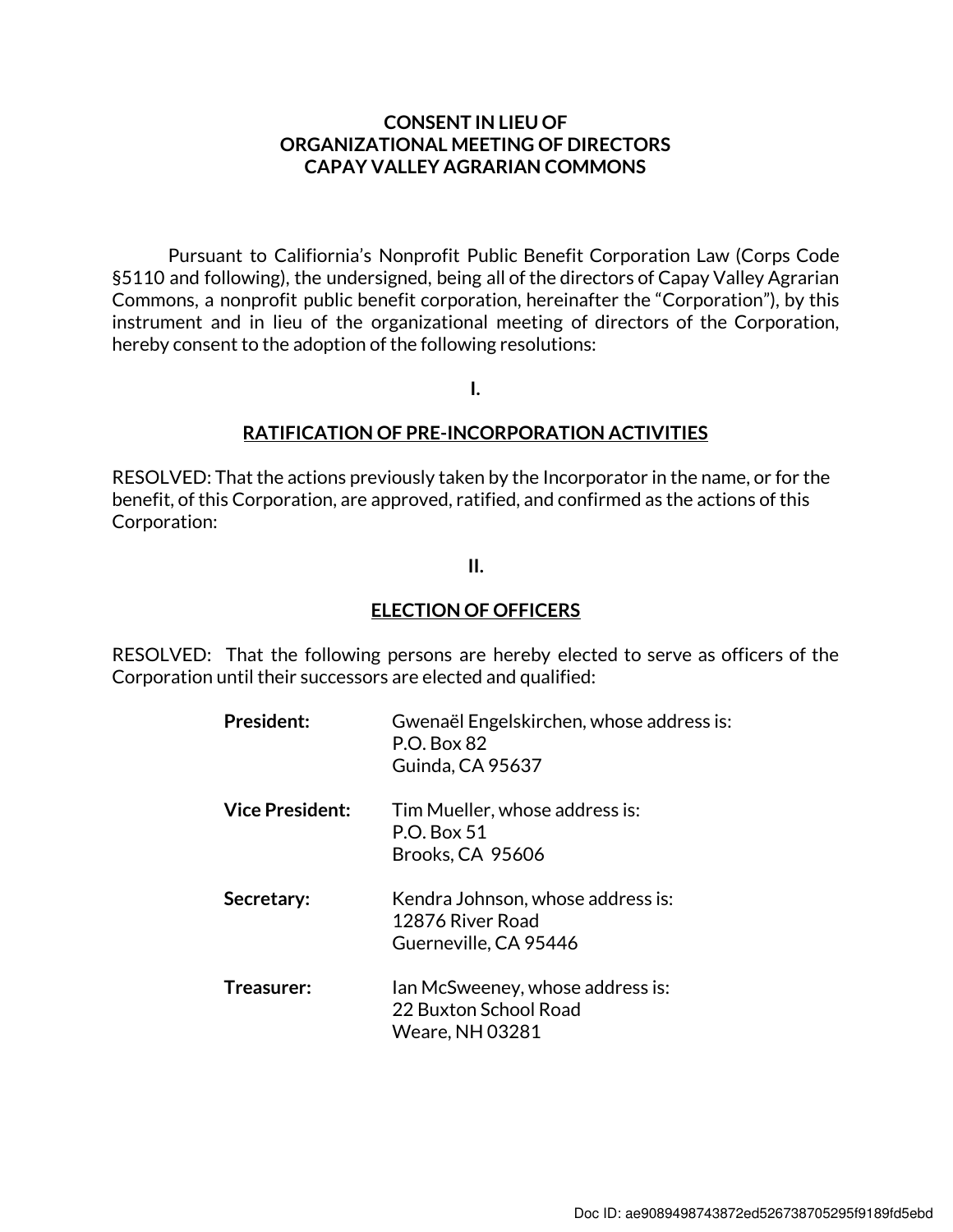**CONSENT IN LIEU OF**
**ORGANIZATIONAL MEETING OF DIRECTORS**
**CAPAY VALLEY AGRARIAN COMMONS**

Pursuant to Califiornia's Nonprofit Public Benefit Corporation Law (Corps Code §5110 and following), the undersigned, being all of the directors of Capay Valley Agrarian Commons, a nonprofit public benefit corporation, hereinafter the "Corporation"), by this instrument and in lieu of the organizational meeting of directors of the Corporation, hereby consent to the adoption of the following resolutions:

**I.**

**RATIFICATION OF PRE-INCORPORATION ACTIVITIES**

RESOLVED: That the actions previously taken by the Incorporator in the name, or for the benefit, of this Corporation, are approved, ratified, and confirmed as the actions of this Corporation:

**II.**

**ELECTION OF OFFICERS**

RESOLVED: That the following persons are hereby elected to serve as officers of the Corporation until their successors are elected and qualified:

**President:** Gwenaël Engelskirchen, whose address is:
P.O. Box 82
Guinda, CA 95637

**Vice President:** Tim Mueller, whose address is:
P.O. Box 51
Brooks, CA 95606

**Secretary:** Kendra Johnson, whose address is:
12876 River Road
Guerneville, CA 95446

**Treasurer:** Ian McSweeney, whose address is:
22 Buxton School Road
Weare, NH 03281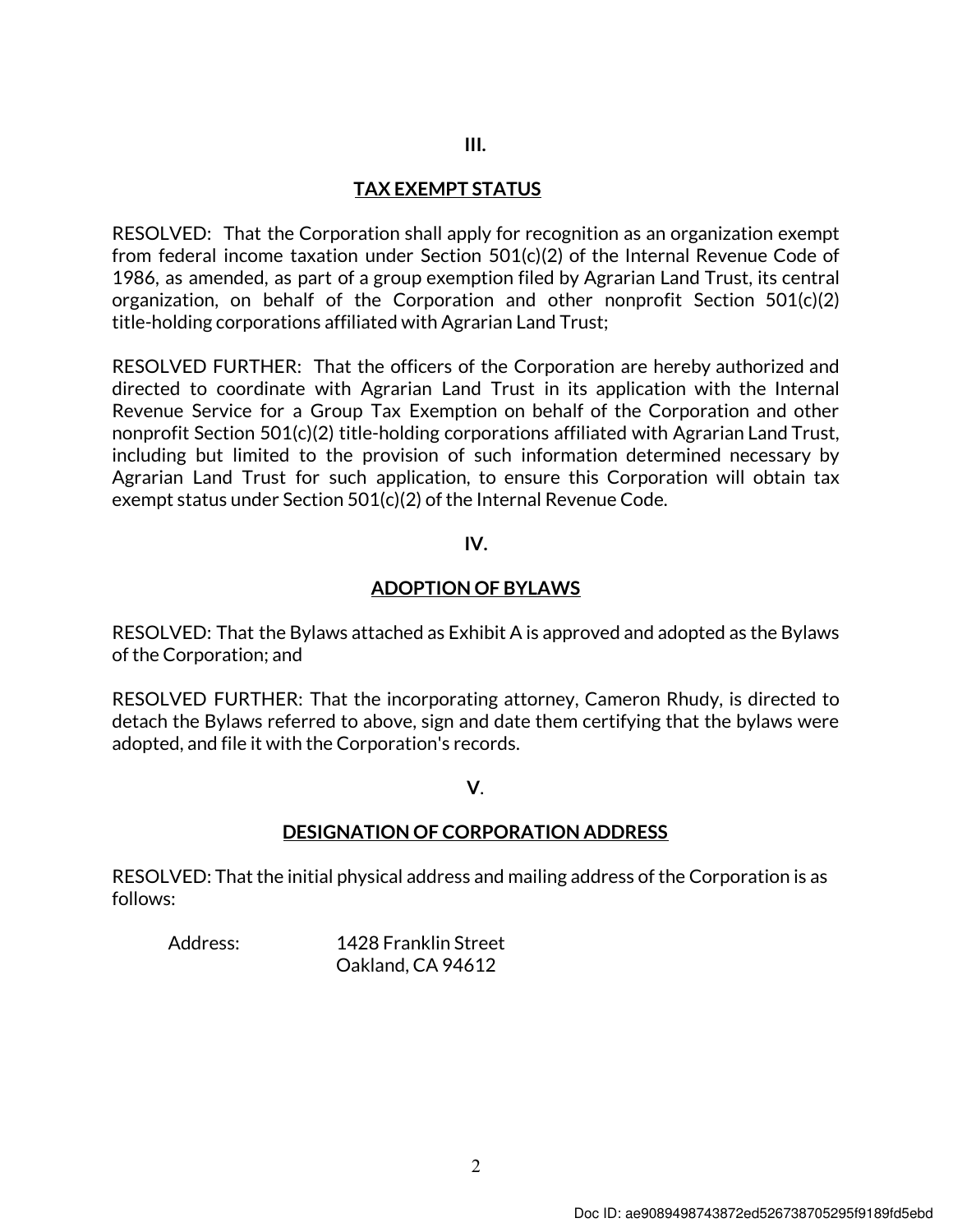## III.

## TAX EXEMPT STATUS

RESOLVED: That the Corporation shall apply for recognition as an organization exempt from federal income taxation under Section 501(c)(2) of the Internal Revenue Code of 1986, as amended, as part of a group exemption filed by Agrarian Land Trust, its central organization, on behalf of the Corporation and other nonprofit Section 501(c)(2) title-holding corporations affiliated with Agrarian Land Trust;

RESOLVED FURTHER: That the officers of the Corporation are hereby authorized and directed to coordinate with Agrarian Land Trust in its application with the Internal Revenue Service for a Group Tax Exemption on behalf of the Corporation and other nonprofit Section 501(c)(2) title-holding corporations affiliated with Agrarian Land Trust, including but limited to the provision of such information determined necessary by Agrarian Land Trust for such application, to ensure this Corporation will obtain tax exempt status under Section 501(c)(2) of the Internal Revenue Code.

## IV.

## ADOPTION OF BYLAWS

RESOLVED: That the Bylaws attached as Exhibit A is approved and adopted as the Bylaws of the Corporation; and

RESOLVED FURTHER: That the incorporating attorney, Cameron Rhudy, is directed to detach the Bylaws referred to above, sign and date them certifying that the bylaws were adopted, and file it with the Corporation's records.

## V.

## DESIGNATION OF CORPORATION ADDRESS

RESOLVED: That the initial physical address and mailing address of the Corporation is as follows:

Address: 1428 Franklin Street
Oakland, CA 94612

Doc ID: ae9089498743872ed526738705295f9189fd5ebd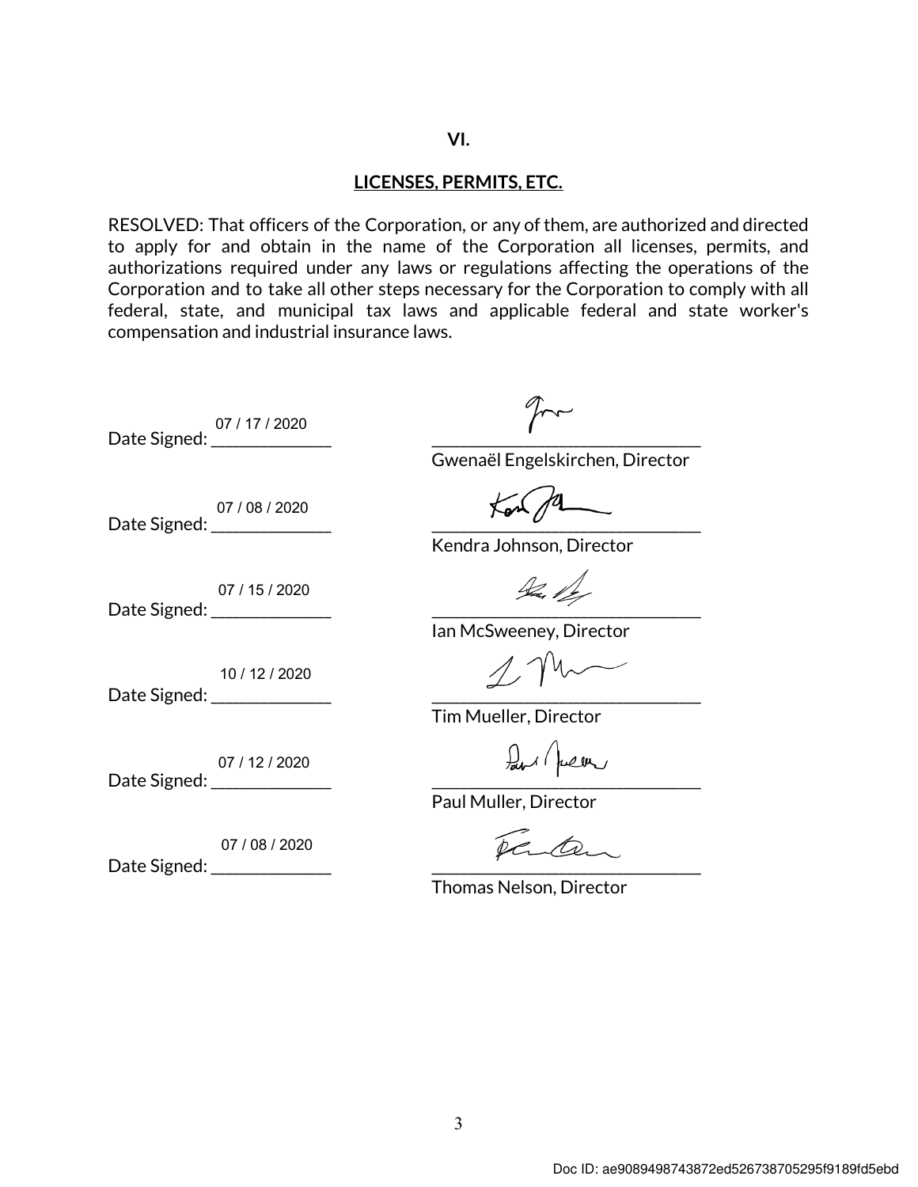## VI.

## LICENSES, PERMITS, ETC.

RESOLVED: That officers of the Corporation, or any of them, are authorized and directed to apply for and obtain in the name of the Corporation all licenses, permits, and authorizations required under any laws or regulations affecting the operations of the Corporation and to take all other steps necessary for the Corporation to comply with all federal, state, and municipal tax laws and applicable federal and state worker's compensation and industrial insurance laws.

Date Signed: 07 / 17 / 2020 ______________________________
Gwenaël Engelskirchen, Director

Date Signed: 07 / 08 / 2020 ______________________________
Kendra Johnson, Director

Date Signed: 07 / 15 / 2020 ______________________________
Ian McSweeney, Director

Date Signed: 10 / 12 / 2020 ______________________________
Tim Mueller, Director

Date Signed: 07 / 12 / 2020 ______________________________
Paul Muller, Director

Date Signed: 07 / 08 / 2020 ______________________________
Thomas Nelson, Director

Doc ID: ae9089498743872ed526738705295f9189fd5ebd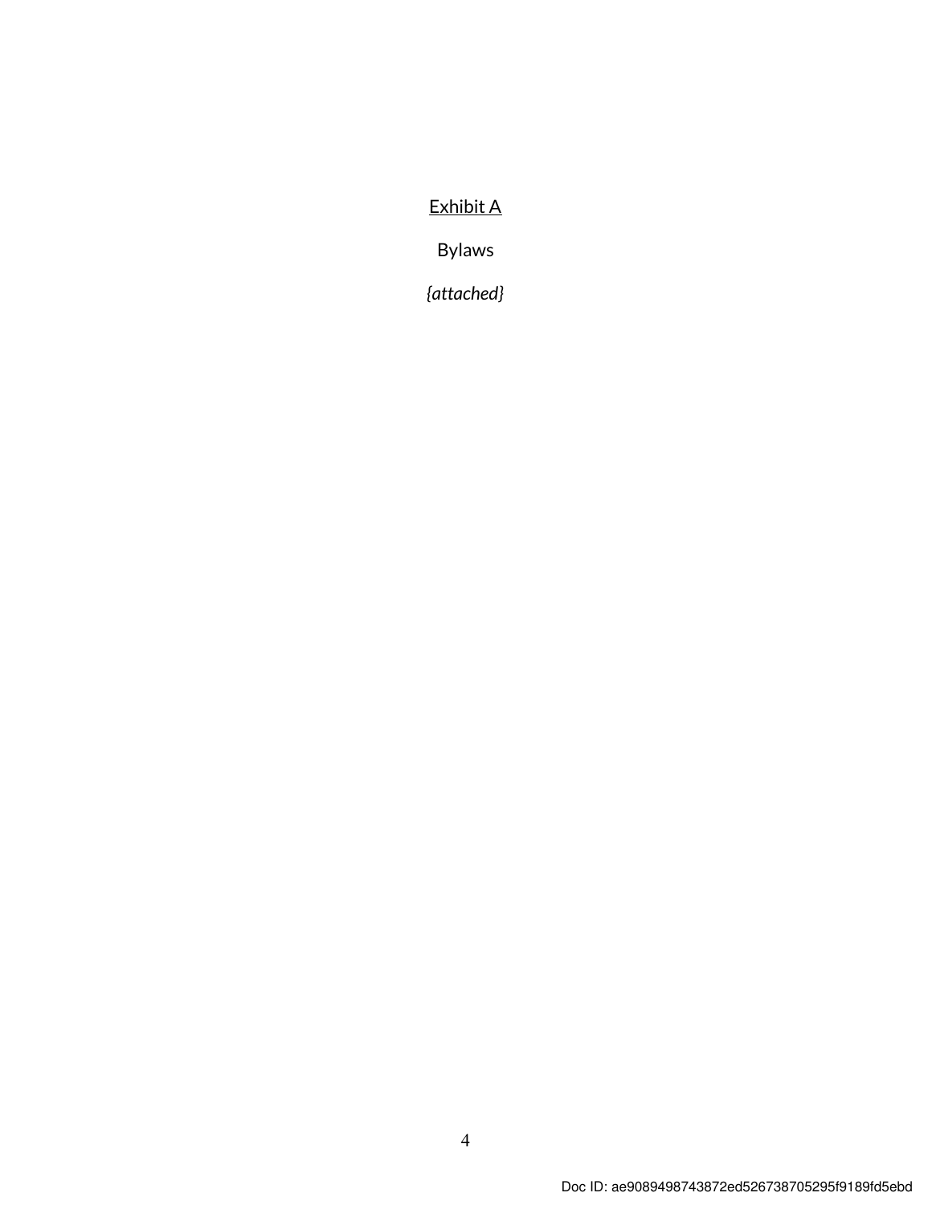<u>Exhibit A</u>

Bylaws

*{attached}*

Doc ID: ae9089498743872ed526738705295f9189fd5ebd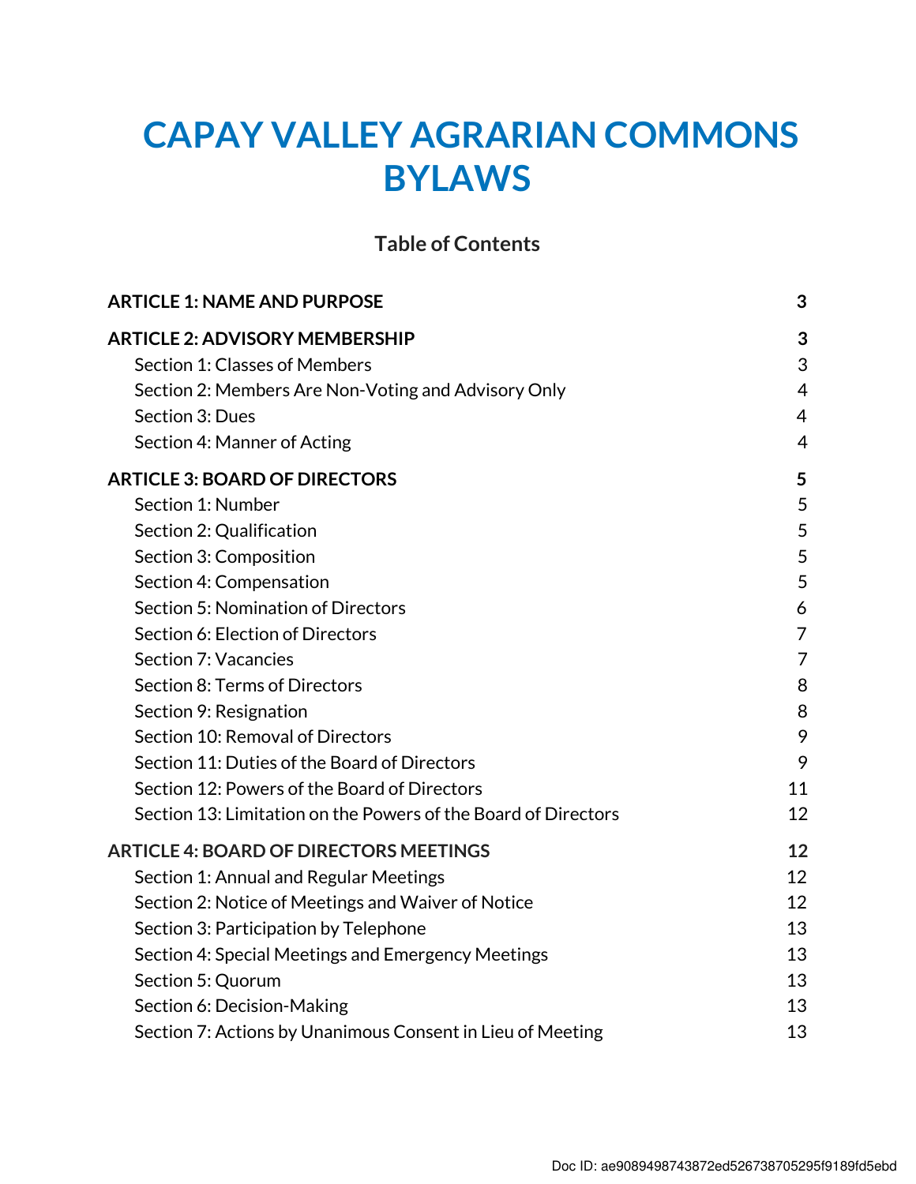# CAPAY VALLEY AGRARIAN COMMONS BYLAWS

## Table of Contents

| | |
|---|---|
| **ARTICLE 1: NAME AND PURPOSE** | **3** |
| **ARTICLE 2: ADVISORY MEMBERSHIP** | **3** |
| Section 1: Classes of Members | 3 |
| Section 2: Members Are Non-Voting and Advisory Only | 4 |
| Section 3: Dues | 4 |
| Section 4: Manner of Acting | 4 |
| **ARTICLE 3: BOARD OF DIRECTORS** | **5** |
| Section 1: Number | 5 |
| Section 2: Qualification | 5 |
| Section 3: Composition | 5 |
| Section 4: Compensation | 5 |
| Section 5: Nomination of Directors | 6 |
| Section 6: Election of Directors | 7 |
| Section 7: Vacancies | 7 |
| Section 8: Terms of Directors | 8 |
| Section 9: Resignation | 8 |
| Section 10: Removal of Directors | 9 |
| Section 11: Duties of the Board of Directors | 9 |
| Section 12: Powers of the Board of Directors | 11 |
| Section 13: Limitation on the Powers of the Board of Directors | 12 |
| **ARTICLE 4: BOARD OF DIRECTORS MEETINGS** | **12** |
| Section 1: Annual and Regular Meetings | 12 |
| Section 2: Notice of Meetings and Waiver of Notice | 12 |
| Section 3: Participation by Telephone | 13 |
| Section 4: Special Meetings and Emergency Meetings | 13 |
| Section 5: Quorum | 13 |
| Section 6: Decision-Making | 13 |
| Section 7: Actions by Unanimous Consent in Lieu of Meeting | 13 |

Doc ID: ae9089498743872ed526738705295f9189fd5ebd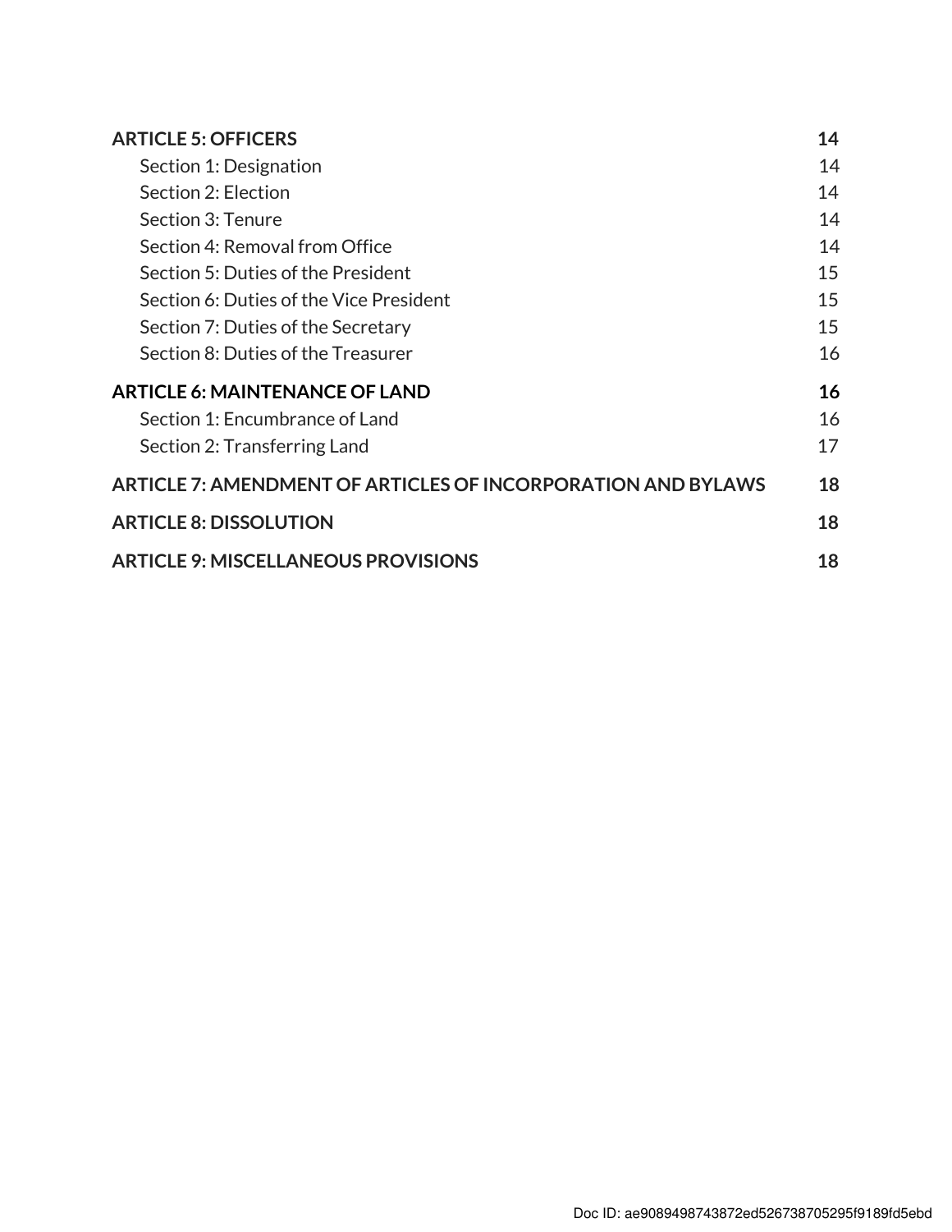| | |
|---|---|
| **ARTICLE 5: OFFICERS** | **14** |
| Section 1: Designation | 14 |
| Section 2: Election | 14 |
| Section 3: Tenure | 14 |
| Section 4: Removal from Office | 14 |
| Section 5: Duties of the President | 15 |
| Section 6: Duties of the Vice President | 15 |
| Section 7: Duties of the Secretary | 15 |
| Section 8: Duties of the Treasurer | 16 |
| **ARTICLE 6: MAINTENANCE OF LAND** | **16** |
| Section 1: Encumbrance of Land | 16 |
| Section 2: Transferring Land | 17 |
| **ARTICLE 7: AMENDMENT OF ARTICLES OF INCORPORATION AND BYLAWS** | **18** |
| **ARTICLE 8: DISSOLUTION** | **18** |
| **ARTICLE 9: MISCELLANEOUS PROVISIONS** | **18** |

Doc ID: ae9089498743872ed526738705295f9189fd5ebd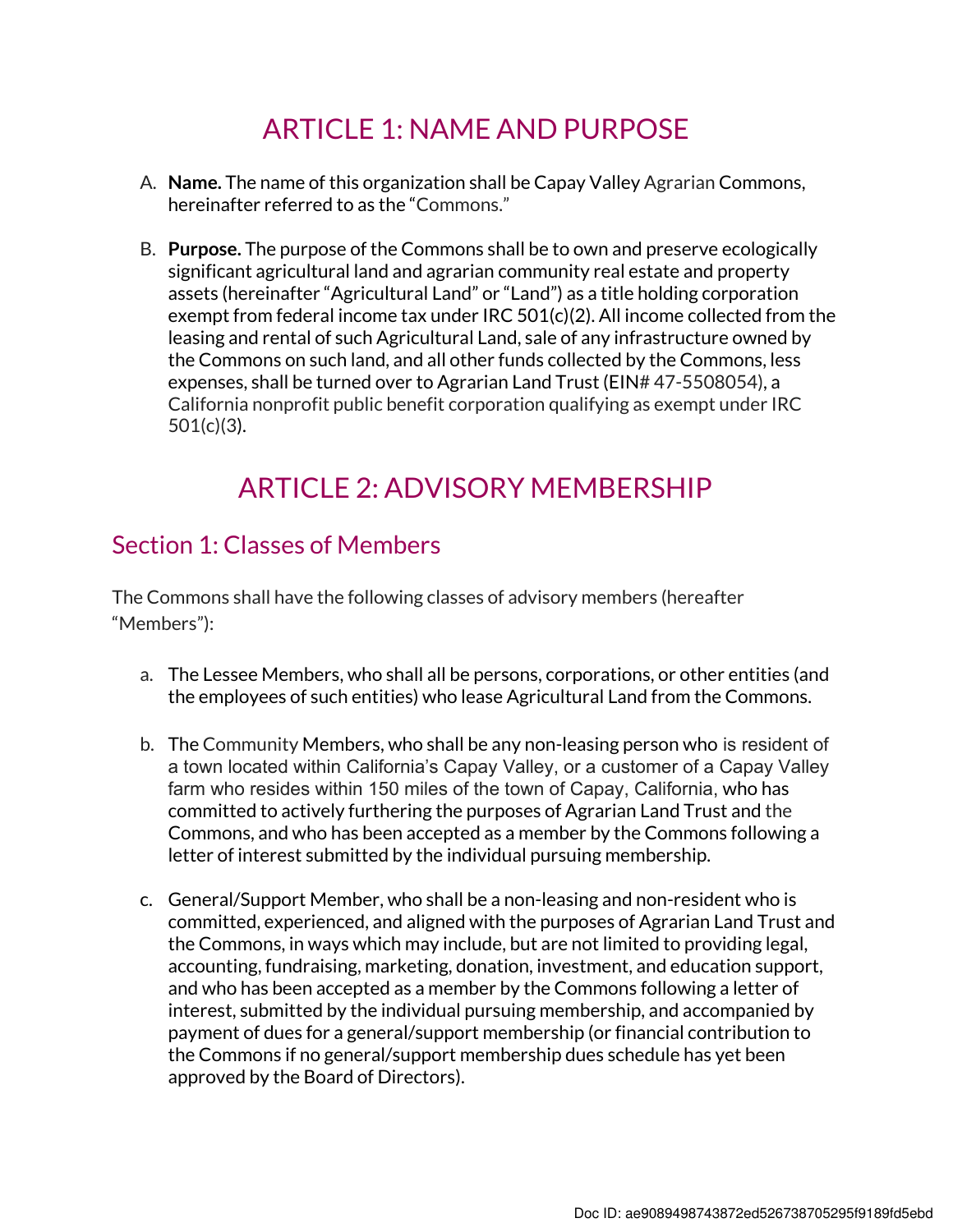# ARTICLE 1: NAME AND PURPOSE

A. **Name.** The name of this organization shall be Capay Valley Agrarian Commons, hereinafter referred to as the "Commons."

B. **Purpose.** The purpose of the Commons shall be to own and preserve ecologically significant agricultural land and agrarian community real estate and property assets (hereinafter "Agricultural Land" or "Land") as a title holding corporation exempt from federal income tax under IRC 501(c)(2). All income collected from the leasing and rental of such Agricultural Land, sale of any infrastructure owned by the Commons on such land, and all other funds collected by the Commons, less expenses, shall be turned over to Agrarian Land Trust (EIN# 47-5508054), a California nonprofit public benefit corporation qualifying as exempt under IRC 501(c)(3).

# ARTICLE 2: ADVISORY MEMBERSHIP

## Section 1: Classes of Members

The Commons shall have the following classes of advisory members (hereafter "Members"):

a. The Lessee Members, who shall all be persons, corporations, or other entities (and the employees of such entities) who lease Agricultural Land from the Commons.

b. The Community Members, who shall be any non-leasing person who is resident of a town located within California's Capay Valley, or a customer of a Capay Valley farm who resides within 150 miles of the town of Capay, California, who has committed to actively furthering the purposes of Agrarian Land Trust and the Commons, and who has been accepted as a member by the Commons following a letter of interest submitted by the individual pursuing membership.

c. General/Support Member, who shall be a non-leasing and non-resident who is committed, experienced, and aligned with the purposes of Agrarian Land Trust and the Commons, in ways which may include, but are not limited to providing legal, accounting, fundraising, marketing, donation, investment, and education support, and who has been accepted as a member by the Commons following a letter of interest, submitted by the individual pursuing membership, and accompanied by payment of dues for a general/support membership (or financial contribution to the Commons if no general/support membership dues schedule has yet been approved by the Board of Directors).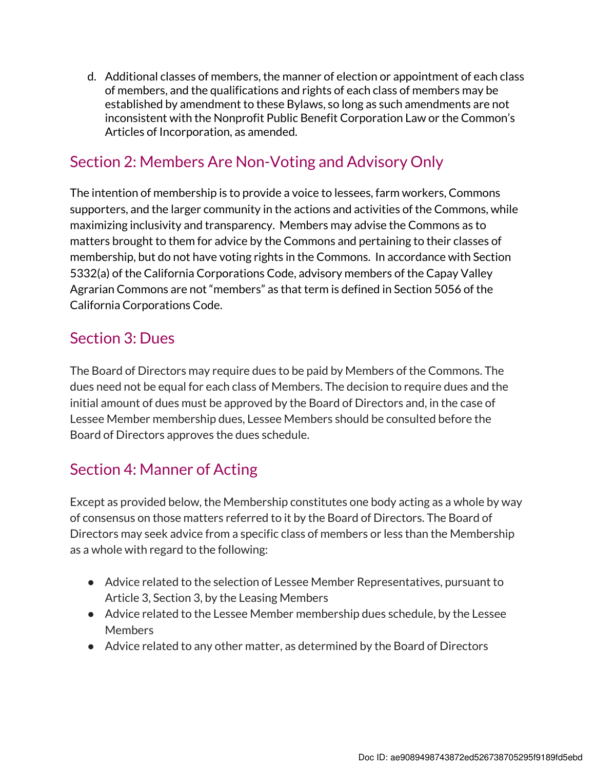d. Additional classes of members, the manner of election or appointment of each class of members, and the qualifications and rights of each class of members may be established by amendment to these Bylaws, so long as such amendments are not inconsistent with the Nonprofit Public Benefit Corporation Law or the Common's Articles of Incorporation, as amended.

## Section 2: Members Are Non-Voting and Advisory Only

The intention of membership is to provide a voice to lessees, farm workers, Commons supporters, and the larger community in the actions and activities of the Commons, while maximizing inclusivity and transparency. Members may advise the Commons as to matters brought to them for advice by the Commons and pertaining to their classes of membership, but do not have voting rights in the Commons. In accordance with Section 5332(a) of the California Corporations Code, advisory members of the Capay Valley Agrarian Commons are not "members" as that term is defined in Section 5056 of the California Corporations Code.

## Section 3: Dues

The Board of Directors may require dues to be paid by Members of the Commons. The dues need not be equal for each class of Members. The decision to require dues and the initial amount of dues must be approved by the Board of Directors and, in the case of Lessee Member membership dues, Lessee Members should be consulted before the Board of Directors approves the dues schedule.

## Section 4: Manner of Acting

Except as provided below, the Membership constitutes one body acting as a whole by way of consensus on those matters referred to it by the Board of Directors. The Board of Directors may seek advice from a specific class of members or less than the Membership as a whole with regard to the following:

- Advice related to the selection of Lessee Member Representatives, pursuant to Article 3, Section 3, by the Leasing Members
- Advice related to the Lessee Member membership dues schedule, by the Lessee Members
- Advice related to any other matter, as determined by the Board of Directors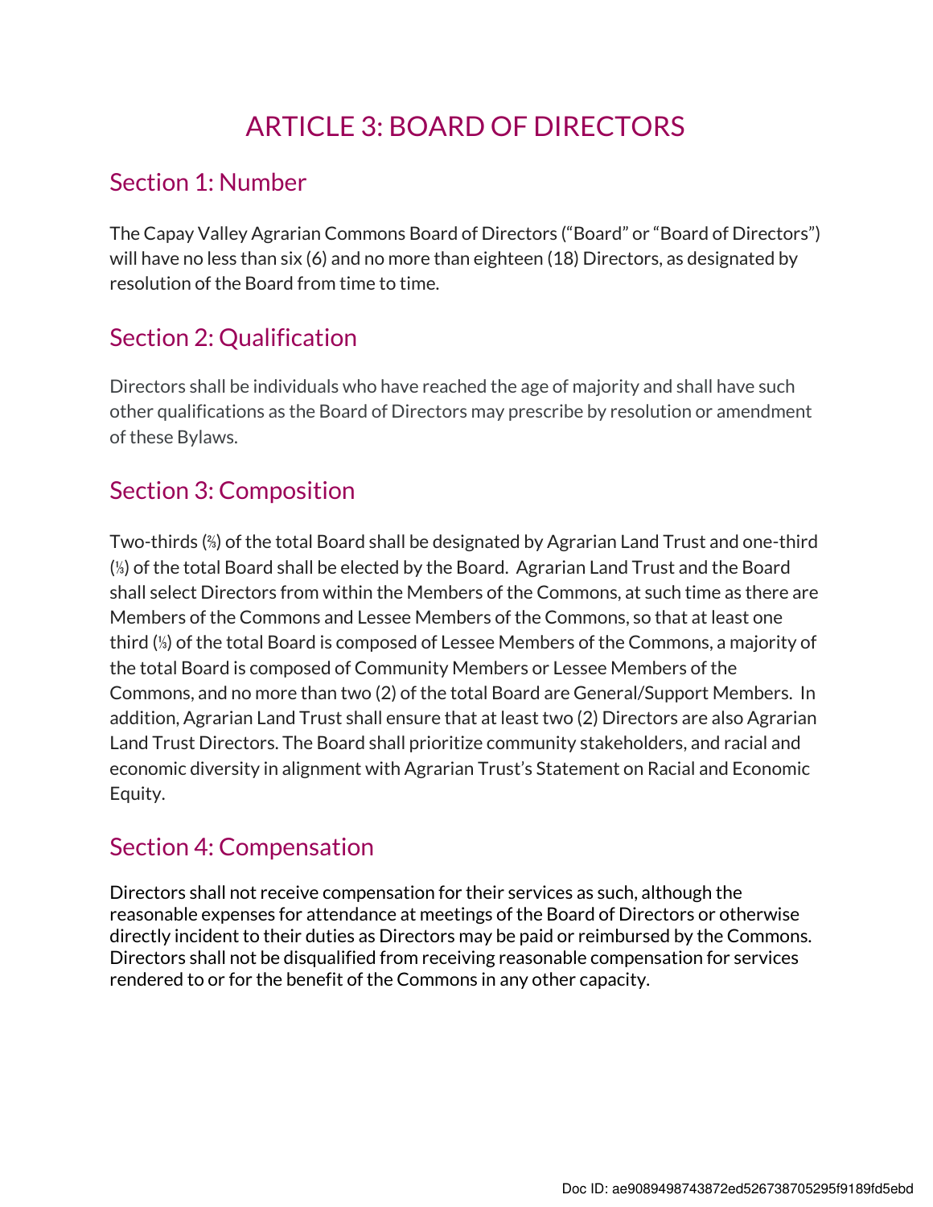# ARTICLE 3: BOARD OF DIRECTORS

## Section 1: Number

The Capay Valley Agrarian Commons Board of Directors ("Board" or "Board of Directors") will have no less than six (6) and no more than eighteen (18) Directors, as designated by resolution of the Board from time to time.

## Section 2: Qualification

Directors shall be individuals who have reached the age of majority and shall have such other qualifications as the Board of Directors may prescribe by resolution or amendment of these Bylaws.

## Section 3: Composition

Two-thirds (⅔) of the total Board shall be designated by Agrarian Land Trust and one-third (⅓) of the total Board shall be elected by the Board. Agrarian Land Trust and the Board shall select Directors from within the Members of the Commons, at such time as there are Members of the Commons and Lessee Members of the Commons, so that at least one third (⅓) of the total Board is composed of Lessee Members of the Commons, a majority of the total Board is composed of Community Members or Lessee Members of the Commons, and no more than two (2) of the total Board are General/Support Members. In addition, Agrarian Land Trust shall ensure that at least two (2) Directors are also Agrarian Land Trust Directors. The Board shall prioritize community stakeholders, and racial and economic diversity in alignment with Agrarian Trust's Statement on Racial and Economic Equity.

## Section 4: Compensation

Directors shall not receive compensation for their services as such, although the reasonable expenses for attendance at meetings of the Board of Directors or otherwise directly incident to their duties as Directors may be paid or reimbursed by the Commons. Directors shall not be disqualified from receiving reasonable compensation for services rendered to or for the benefit of the Commons in any other capacity.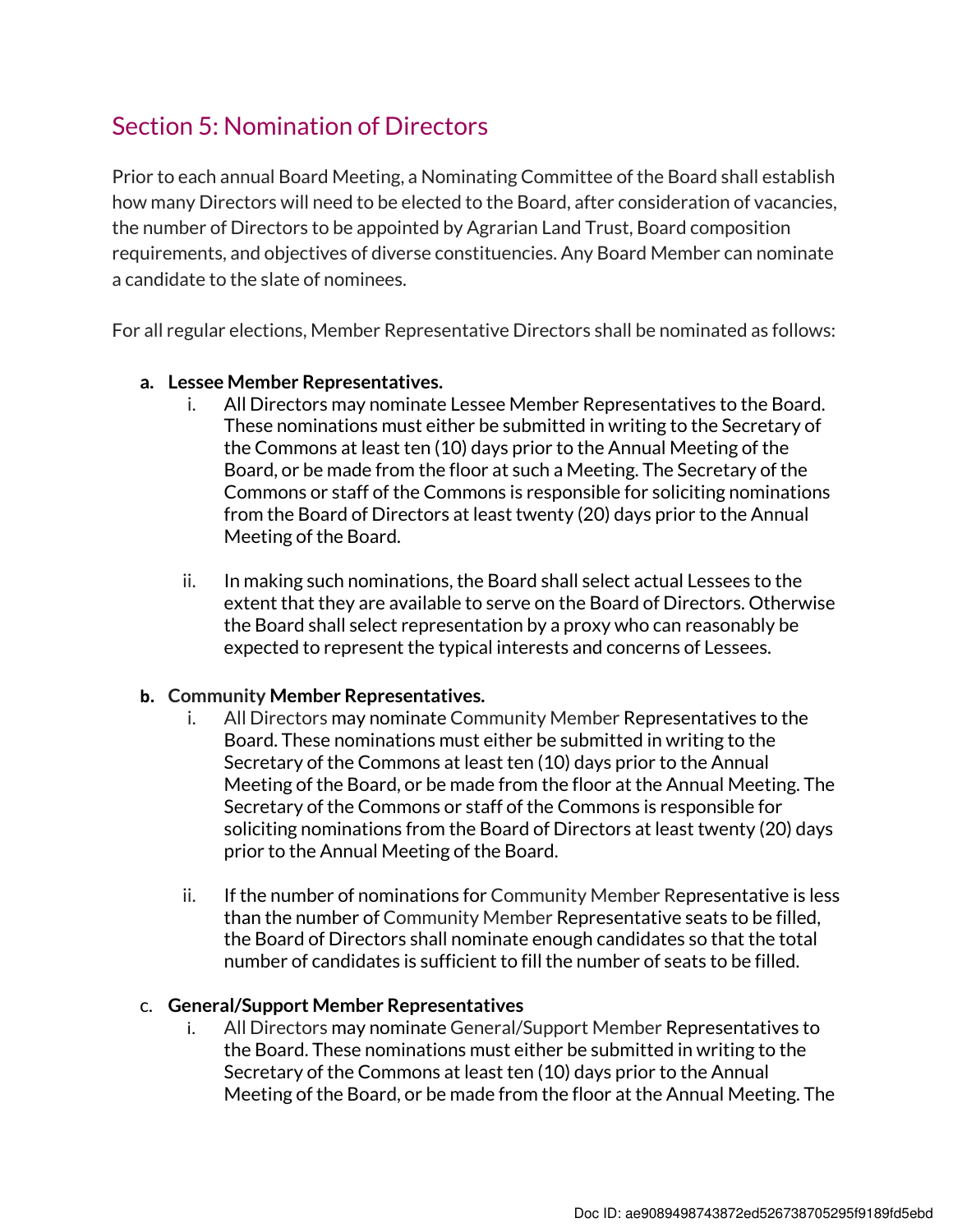## Section 5: Nomination of Directors

Prior to each annual Board Meeting, a Nominating Committee of the Board shall establish how many Directors will need to be elected to the Board, after consideration of vacancies, the number of Directors to be appointed by Agrarian Land Trust, Board composition requirements, and objectives of diverse constituencies. Any Board Member can nominate a candidate to the slate of nominees.

For all regular elections, Member Representative Directors shall be nominated as follows:

a. **Lessee Member Representatives.**
   i. All Directors may nominate Lessee Member Representatives to the Board. These nominations must either be submitted in writing to the Secretary of the Commons at least ten (10) days prior to the Annual Meeting of the Board, or be made from the floor at such a Meeting. The Secretary of the Commons or staff of the Commons is responsible for soliciting nominations from the Board of Directors at least twenty (20) days prior to the Annual Meeting of the Board.

   ii. In making such nominations, the Board shall select actual Lessees to the extent that they are available to serve on the Board of Directors. Otherwise the Board shall select representation by a proxy who can reasonably be expected to represent the typical interests and concerns of Lessees.

b. **Community Member Representatives.**
   i. All Directors may nominate Community Member Representatives to the Board. These nominations must either be submitted in writing to the Secretary of the Commons at least ten (10) days prior to the Annual Meeting of the Board, or be made from the floor at the Annual Meeting. The Secretary of the Commons or staff of the Commons is responsible for soliciting nominations from the Board of Directors at least twenty (20) days prior to the Annual Meeting of the Board.

   ii. If the number of nominations for Community Member Representative is less than the number of Community Member Representative seats to be filled, the Board of Directors shall nominate enough candidates so that the total number of candidates is sufficient to fill the number of seats to be filled.

c. **General/Support Member Representatives**
   i. All Directors may nominate General/Support Member Representatives to the Board. These nominations must either be submitted in writing to the Secretary of the Commons at least ten (10) days prior to the Annual Meeting of the Board, or be made from the floor at the Annual Meeting. The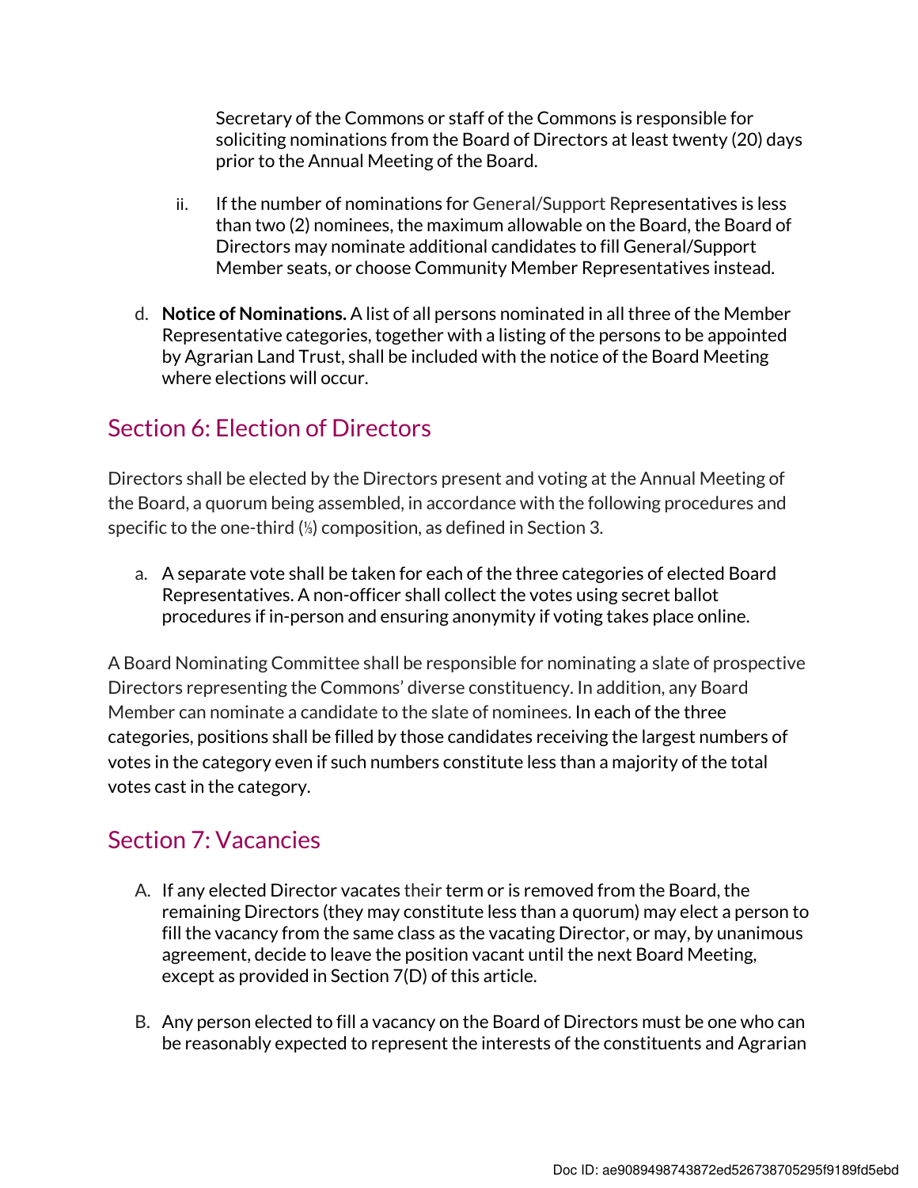Secretary of the Commons or staff of the Commons is responsible for soliciting nominations from the Board of Directors at least twenty (20) days prior to the Annual Meeting of the Board.

ii. If the number of nominations for General/Support Representatives is less than two (2) nominees, the maximum allowable on the Board, the Board of Directors may nominate additional candidates to fill General/Support Member seats, or choose Community Member Representatives instead.

d. **Notice of Nominations.** A list of all persons nominated in all three of the Member Representative categories, together with a listing of the persons to be appointed by Agrarian Land Trust, shall be included with the notice of the Board Meeting where elections will occur.

## Section 6: Election of Directors

Directors shall be elected by the Directors present and voting at the Annual Meeting of the Board, a quorum being assembled, in accordance with the following procedures and specific to the one-third (⅓) composition, as defined in Section 3.

a. A separate vote shall be taken for each of the three categories of elected Board Representatives. A non-officer shall collect the votes using secret ballot procedures if in-person and ensuring anonymity if voting takes place online.

A Board Nominating Committee shall be responsible for nominating a slate of prospective Directors representing the Commons' diverse constituency. In addition, any Board Member can nominate a candidate to the slate of nominees. In each of the three categories, positions shall be filled by those candidates receiving the largest numbers of votes in the category even if such numbers constitute less than a majority of the total votes cast in the category.

## Section 7: Vacancies

A. If any elected Director vacates their term or is removed from the Board, the remaining Directors (they may constitute less than a quorum) may elect a person to fill the vacancy from the same class as the vacating Director, or may, by unanimous agreement, decide to leave the position vacant until the next Board Meeting, except as provided in Section 7(D) of this article.

B. Any person elected to fill a vacancy on the Board of Directors must be one who can be reasonably expected to represent the interests of the constituents and Agrarian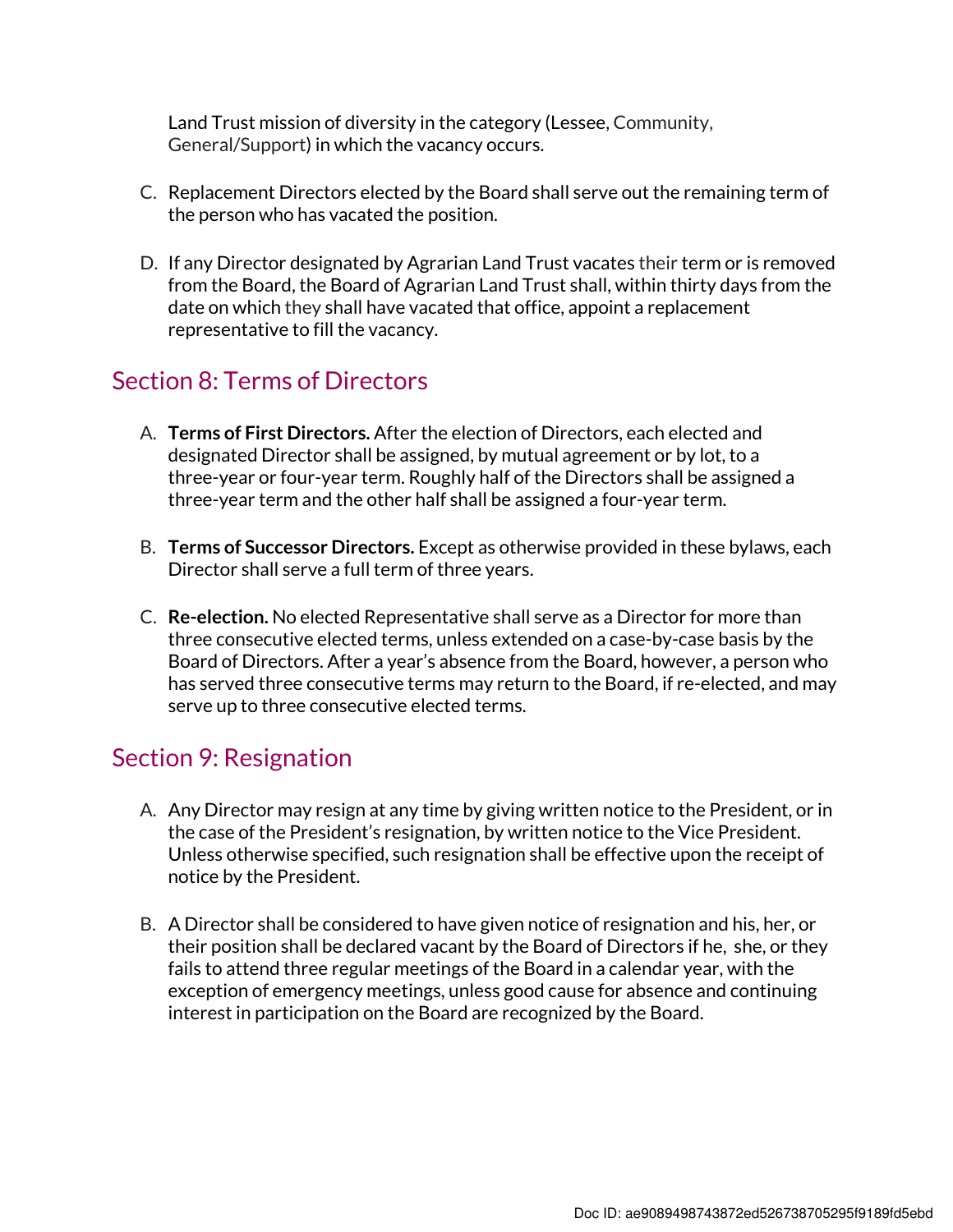Land Trust mission of diversity in the category (Lessee, Community, General/Support) in which the vacancy occurs.

C. Replacement Directors elected by the Board shall serve out the remaining term of the person who has vacated the position.

D. If any Director designated by Agrarian Land Trust vacates their term or is removed from the Board, the Board of Agrarian Land Trust shall, within thirty days from the date on which they shall have vacated that office, appoint a replacement representative to fill the vacancy.

## Section 8: Terms of Directors

A. **Terms of First Directors.** After the election of Directors, each elected and designated Director shall be assigned, by mutual agreement or by lot, to a three-year or four-year term. Roughly half of the Directors shall be assigned a three-year term and the other half shall be assigned a four-year term.

B. **Terms of Successor Directors.** Except as otherwise provided in these bylaws, each Director shall serve a full term of three years.

C. **Re-election.** No elected Representative shall serve as a Director for more than three consecutive elected terms, unless extended on a case-by-case basis by the Board of Directors. After a year's absence from the Board, however, a person who has served three consecutive terms may return to the Board, if re-elected, and may serve up to three consecutive elected terms.

## Section 9: Resignation

A. Any Director may resign at any time by giving written notice to the President, or in the case of the President's resignation, by written notice to the Vice President. Unless otherwise specified, such resignation shall be effective upon the receipt of notice by the President.

B. A Director shall be considered to have given notice of resignation and his, her, or their position shall be declared vacant by the Board of Directors if he, she, or they fails to attend three regular meetings of the Board in a calendar year, with the exception of emergency meetings, unless good cause for absence and continuing interest in participation on the Board are recognized by the Board.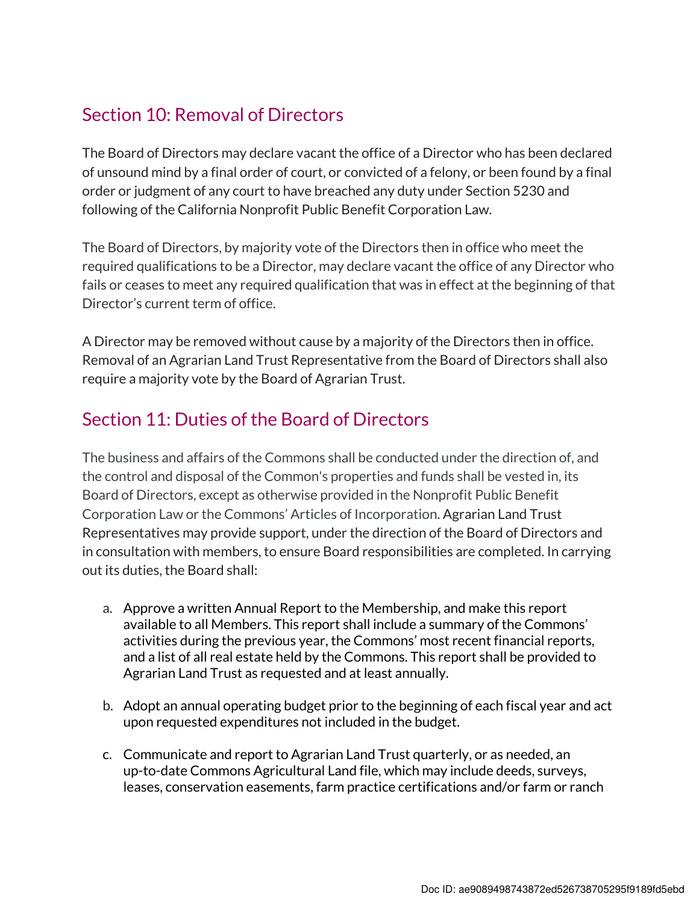## Section 10: Removal of Directors

The Board of Directors may declare vacant the office of a Director who has been declared of unsound mind by a final order of court, or convicted of a felony, or been found by a final order or judgment of any court to have breached any duty under Section 5230 and following of the California Nonprofit Public Benefit Corporation Law.

The Board of Directors, by majority vote of the Directors then in office who meet the required qualifications to be a Director, may declare vacant the office of any Director who fails or ceases to meet any required qualification that was in effect at the beginning of that Director's current term of office.

A Director may be removed without cause by a majority of the Directors then in office. Removal of an Agrarian Land Trust Representative from the Board of Directors shall also require a majority vote by the Board of Agrarian Trust.

## Section 11: Duties of the Board of Directors

The business and affairs of the Commons shall be conducted under the direction of, and the control and disposal of the Common's properties and funds shall be vested in, its Board of Directors, except as otherwise provided in the Nonprofit Public Benefit Corporation Law or the Commons' Articles of Incorporation. Agrarian Land Trust Representatives may provide support, under the direction of the Board of Directors and in consultation with members, to ensure Board responsibilities are completed. In carrying out its duties, the Board shall:

a. Approve a written Annual Report to the Membership, and make this report available to all Members. This report shall include a summary of the Commons' activities during the previous year, the Commons' most recent financial reports, and a list of all real estate held by the Commons. This report shall be provided to Agrarian Land Trust as requested and at least annually.

b. Adopt an annual operating budget prior to the beginning of each fiscal year and act upon requested expenditures not included in the budget.

c. Communicate and report to Agrarian Land Trust quarterly, or as needed, an up-to-date Commons Agricultural Land file, which may include deeds, surveys, leases, conservation easements, farm practice certifications and/or farm or ranch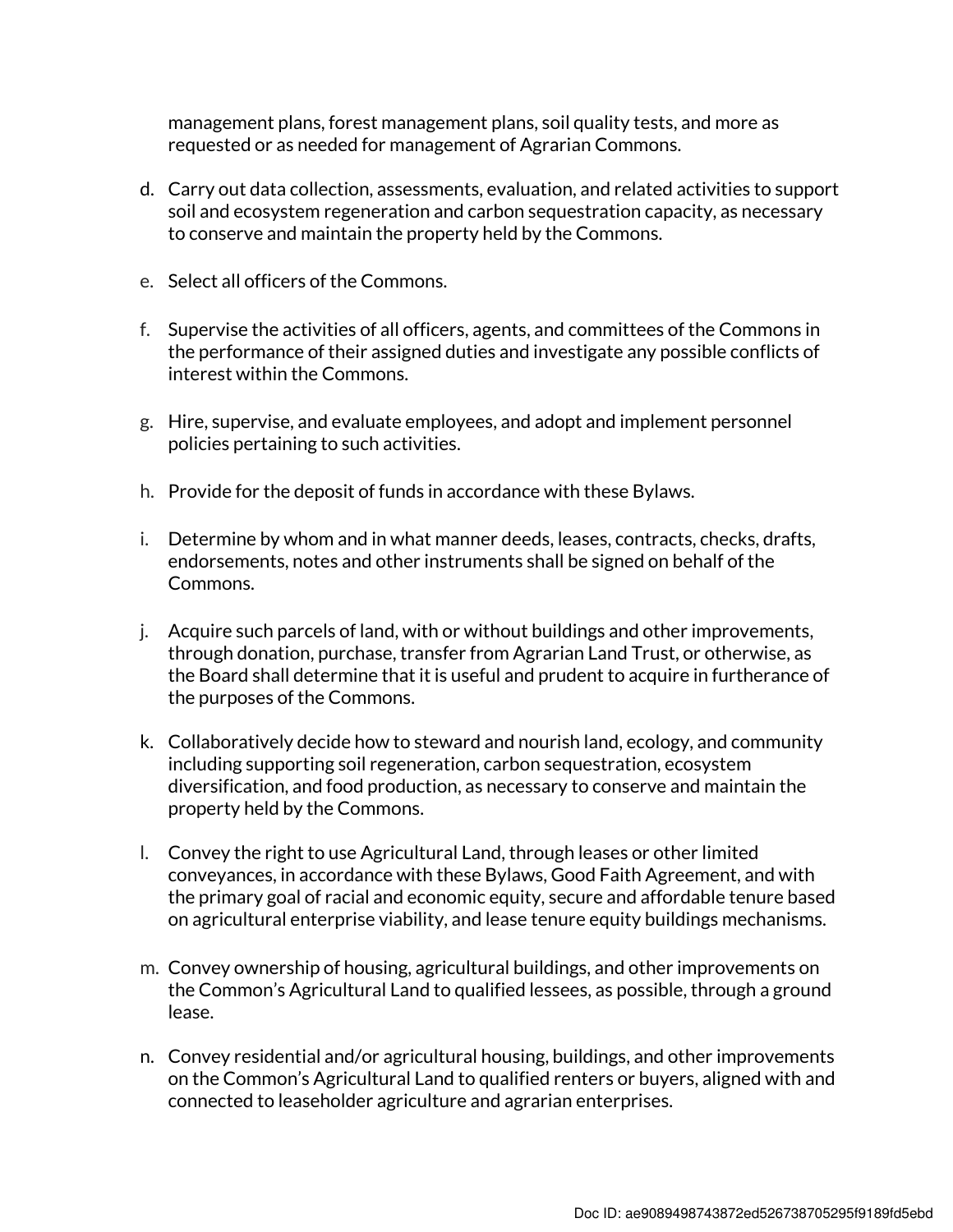management plans, forest management plans, soil quality tests, and more as requested or as needed for management of Agrarian Commons.

d. Carry out data collection, assessments, evaluation, and related activities to support soil and ecosystem regeneration and carbon sequestration capacity, as necessary to conserve and maintain the property held by the Commons.

e. Select all officers of the Commons.

f. Supervise the activities of all officers, agents, and committees of the Commons in the performance of their assigned duties and investigate any possible conflicts of interest within the Commons.

g. Hire, supervise, and evaluate employees, and adopt and implement personnel policies pertaining to such activities.

h. Provide for the deposit of funds in accordance with these Bylaws.

i. Determine by whom and in what manner deeds, leases, contracts, checks, drafts, endorsements, notes and other instruments shall be signed on behalf of the Commons.

j. Acquire such parcels of land, with or without buildings and other improvements, through donation, purchase, transfer from Agrarian Land Trust, or otherwise, as the Board shall determine that it is useful and prudent to acquire in furtherance of the purposes of the Commons.

k. Collaboratively decide how to steward and nourish land, ecology, and community including supporting soil regeneration, carbon sequestration, ecosystem diversification, and food production, as necessary to conserve and maintain the property held by the Commons.

l. Convey the right to use Agricultural Land, through leases or other limited conveyances, in accordance with these Bylaws, Good Faith Agreement, and with the primary goal of racial and economic equity, secure and affordable tenure based on agricultural enterprise viability, and lease tenure equity buildings mechanisms.

m. Convey ownership of housing, agricultural buildings, and other improvements on the Common's Agricultural Land to qualified lessees, as possible, through a ground lease.

n. Convey residential and/or agricultural housing, buildings, and other improvements on the Common's Agricultural Land to qualified renters or buyers, aligned with and connected to leaseholder agriculture and agrarian enterprises.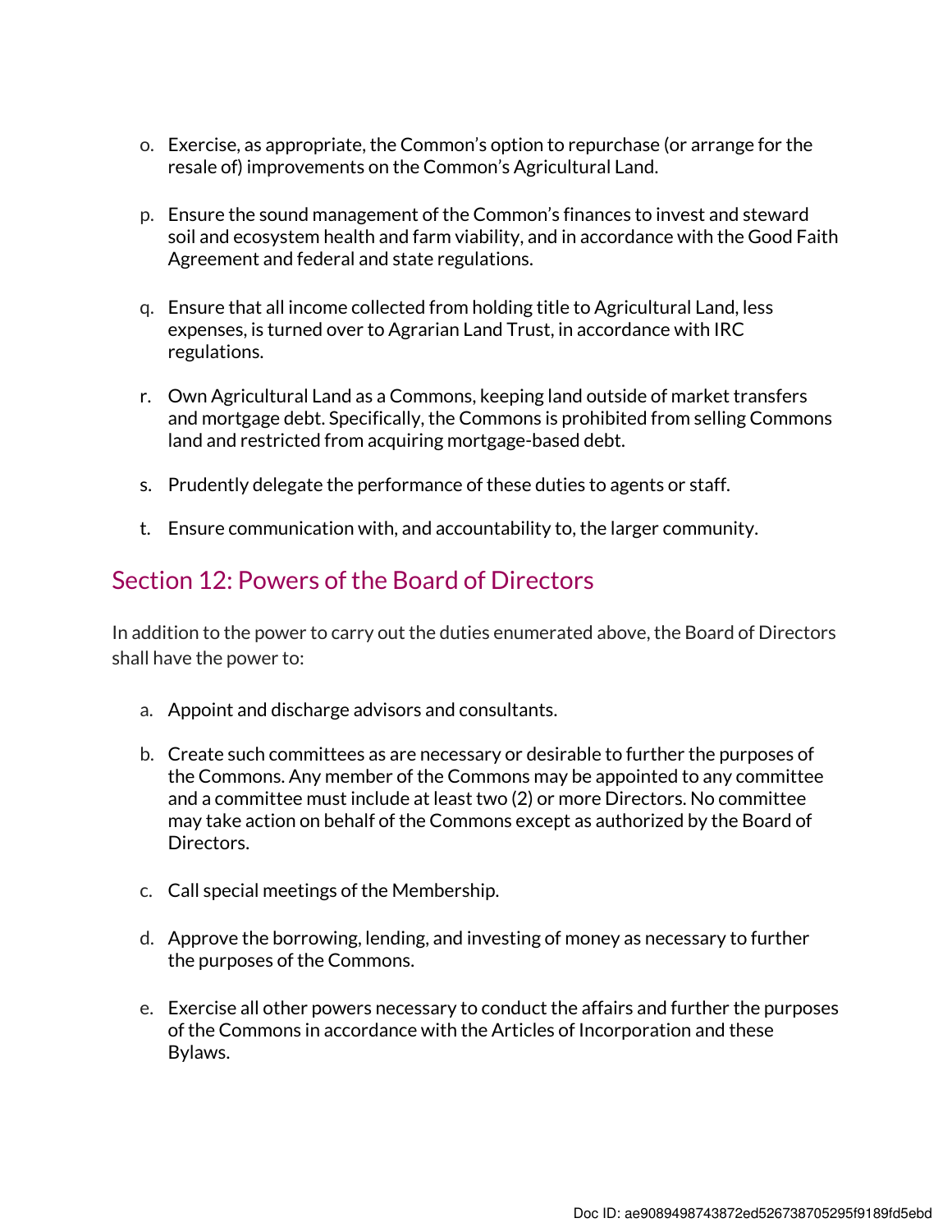o. Exercise, as appropriate, the Common's option to repurchase (or arrange for the resale of) improvements on the Common's Agricultural Land.

p. Ensure the sound management of the Common's finances to invest and steward soil and ecosystem health and farm viability, and in accordance with the Good Faith Agreement and federal and state regulations.

q. Ensure that all income collected from holding title to Agricultural Land, less expenses, is turned over to Agrarian Land Trust, in accordance with IRC regulations.

r. Own Agricultural Land as a Commons, keeping land outside of market transfers and mortgage debt. Specifically, the Commons is prohibited from selling Commons land and restricted from acquiring mortgage-based debt.

s. Prudently delegate the performance of these duties to agents or staff.

t. Ensure communication with, and accountability to, the larger community.

## Section 12: Powers of the Board of Directors

In addition to the power to carry out the duties enumerated above, the Board of Directors shall have the power to:

a. Appoint and discharge advisors and consultants.

b. Create such committees as are necessary or desirable to further the purposes of the Commons. Any member of the Commons may be appointed to any committee and a committee must include at least two (2) or more Directors. No committee may take action on behalf of the Commons except as authorized by the Board of Directors.

c. Call special meetings of the Membership.

d. Approve the borrowing, lending, and investing of money as necessary to further the purposes of the Commons.

e. Exercise all other powers necessary to conduct the affairs and further the purposes of the Commons in accordance with the Articles of Incorporation and these Bylaws.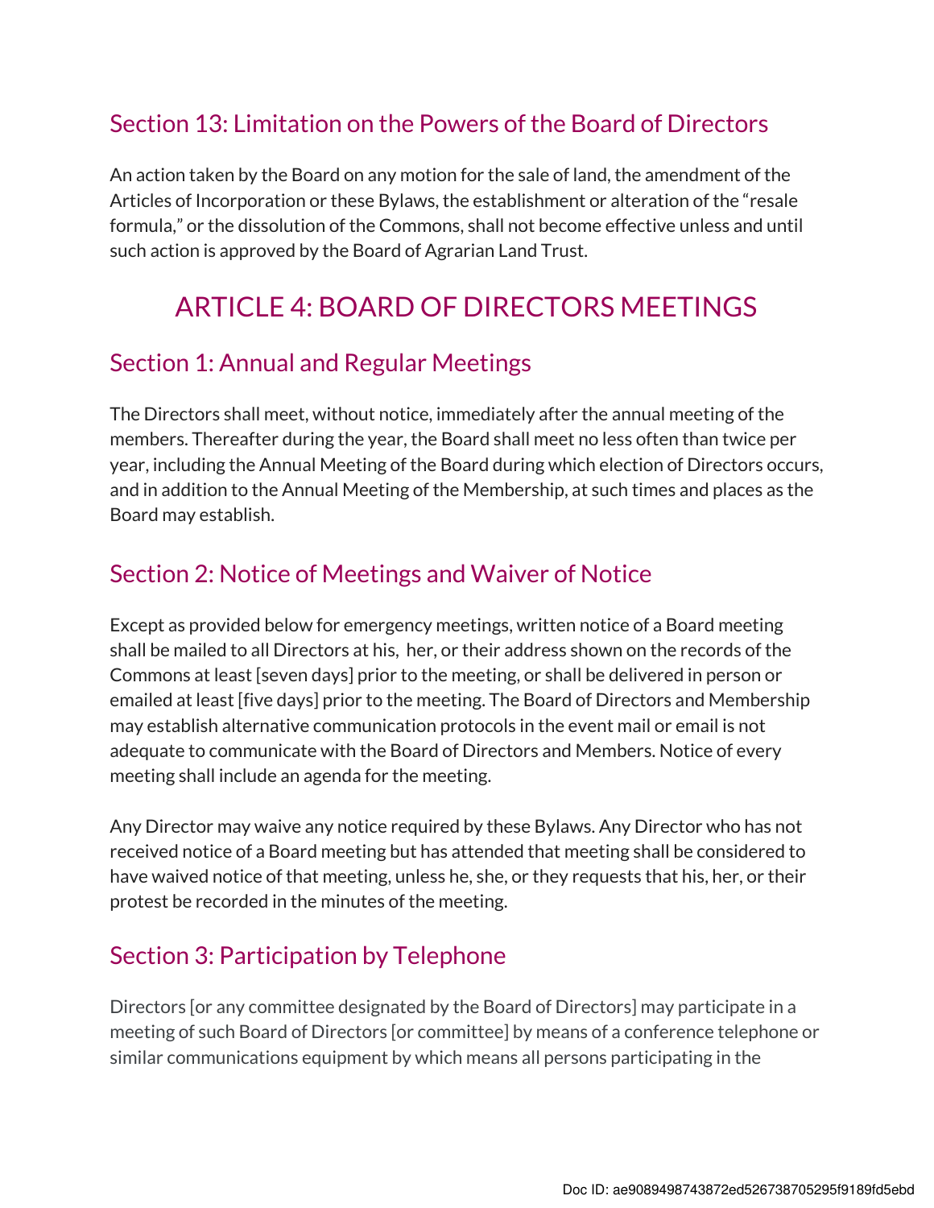## Section 13: Limitation on the Powers of the Board of Directors

An action taken by the Board on any motion for the sale of land, the amendment of the Articles of Incorporation or these Bylaws, the establishment or alteration of the "resale formula," or the dissolution of the Commons, shall not become effective unless and until such action is approved by the Board of Agrarian Land Trust.

# ARTICLE 4: BOARD OF DIRECTORS MEETINGS

## Section 1: Annual and Regular Meetings

The Directors shall meet, without notice, immediately after the annual meeting of the members. Thereafter during the year, the Board shall meet no less often than twice per year, including the Annual Meeting of the Board during which election of Directors occurs, and in addition to the Annual Meeting of the Membership, at such times and places as the Board may establish.

## Section 2: Notice of Meetings and Waiver of Notice

Except as provided below for emergency meetings, written notice of a Board meeting shall be mailed to all Directors at his, her, or their address shown on the records of the Commons at least [seven days] prior to the meeting, or shall be delivered in person or emailed at least [five days] prior to the meeting. The Board of Directors and Membership may establish alternative communication protocols in the event mail or email is not adequate to communicate with the Board of Directors and Members. Notice of every meeting shall include an agenda for the meeting.

Any Director may waive any notice required by these Bylaws. Any Director who has not received notice of a Board meeting but has attended that meeting shall be considered to have waived notice of that meeting, unless he, she, or they requests that his, her, or their protest be recorded in the minutes of the meeting.

## Section 3: Participation by Telephone

Directors [or any committee designated by the Board of Directors] may participate in a meeting of such Board of Directors [or committee] by means of a conference telephone or similar communications equipment by which means all persons participating in the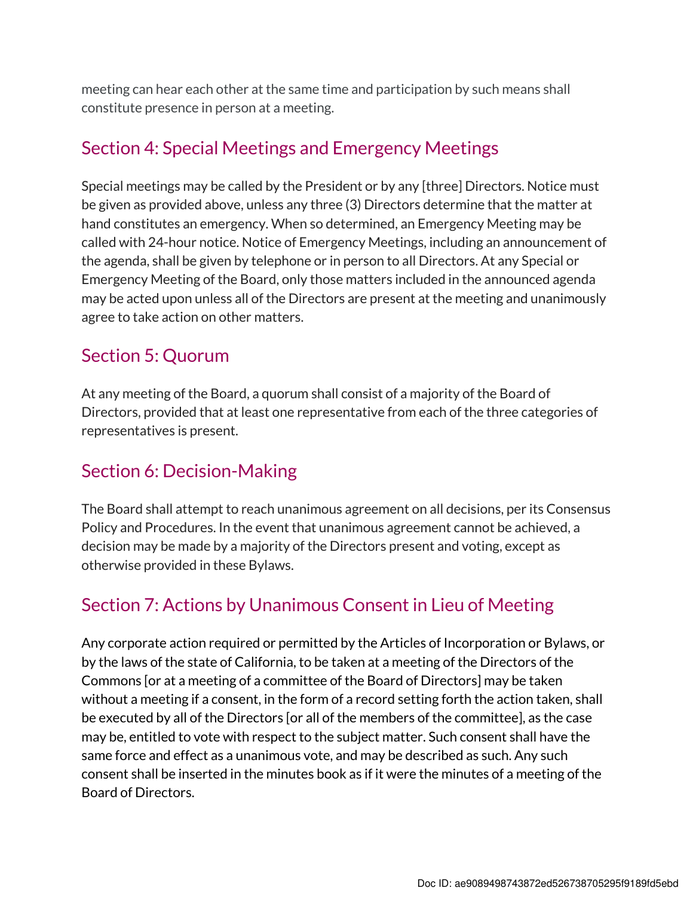meeting can hear each other at the same time and participation by such means shall constitute presence in person at a meeting.

## Section 4: Special Meetings and Emergency Meetings

Special meetings may be called by the President or by any [three] Directors. Notice must be given as provided above, unless any three (3) Directors determine that the matter at hand constitutes an emergency. When so determined, an Emergency Meeting may be called with 24-hour notice. Notice of Emergency Meetings, including an announcement of the agenda, shall be given by telephone or in person to all Directors. At any Special or Emergency Meeting of the Board, only those matters included in the announced agenda may be acted upon unless all of the Directors are present at the meeting and unanimously agree to take action on other matters.

## Section 5: Quorum

At any meeting of the Board, a quorum shall consist of a majority of the Board of Directors, provided that at least one representative from each of the three categories of representatives is present.

## Section 6: Decision-Making

The Board shall attempt to reach unanimous agreement on all decisions, per its Consensus Policy and Procedures. In the event that unanimous agreement cannot be achieved, a decision may be made by a majority of the Directors present and voting, except as otherwise provided in these Bylaws.

## Section 7: Actions by Unanimous Consent in Lieu of Meeting

Any corporate action required or permitted by the Articles of Incorporation or Bylaws, or by the laws of the state of California, to be taken at a meeting of the Directors of the Commons [or at a meeting of a committee of the Board of Directors] may be taken without a meeting if a consent, in the form of a record setting forth the action taken, shall be executed by all of the Directors [or all of the members of the committee], as the case may be, entitled to vote with respect to the subject matter. Such consent shall have the same force and effect as a unanimous vote, and may be described as such. Any such consent shall be inserted in the minutes book as if it were the minutes of a meeting of the Board of Directors.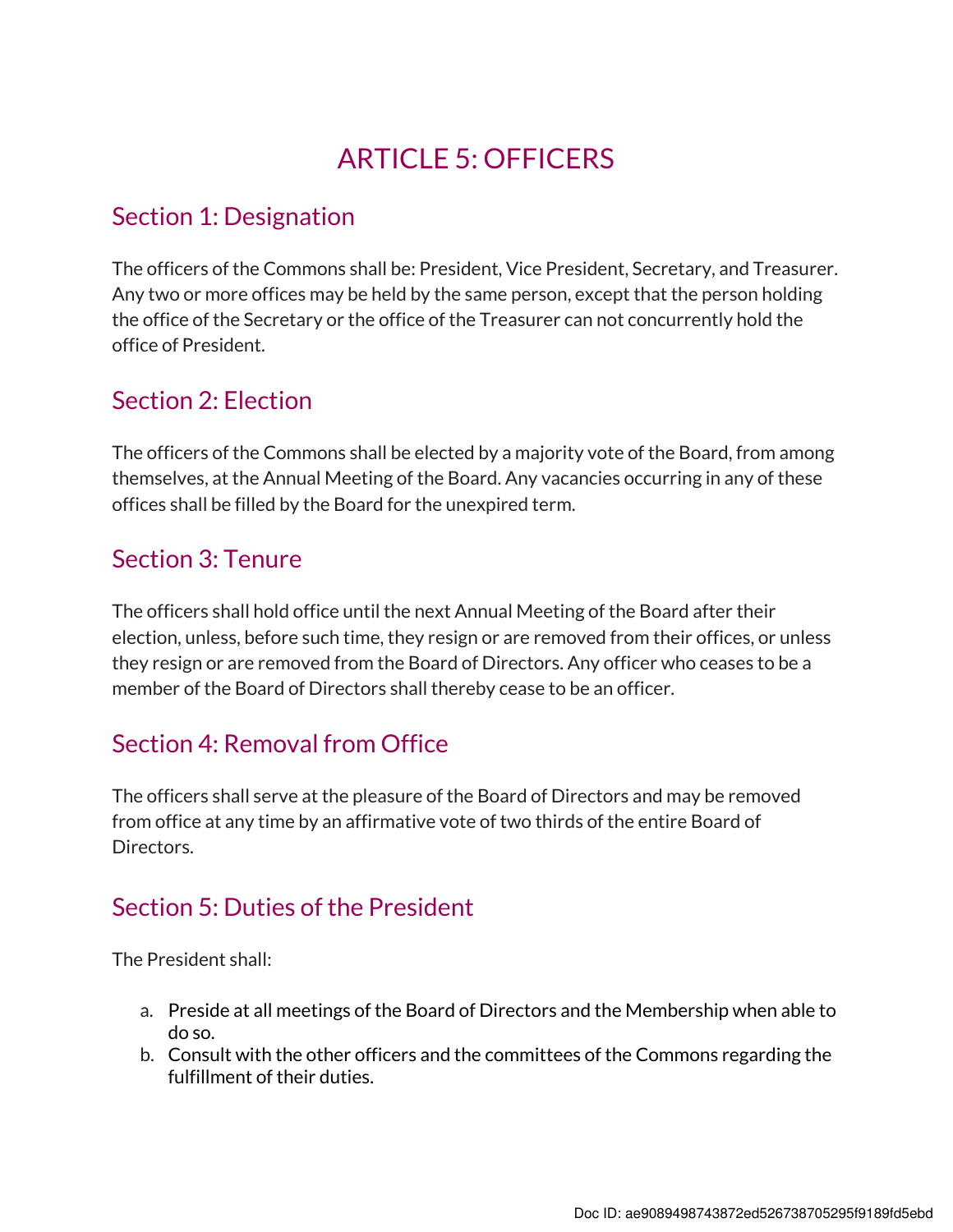# ARTICLE 5: OFFICERS

## Section 1: Designation

The officers of the Commons shall be: President, Vice President, Secretary, and Treasurer. Any two or more offices may be held by the same person, except that the person holding the office of the Secretary or the office of the Treasurer can not concurrently hold the office of President.

## Section 2: Election

The officers of the Commons shall be elected by a majority vote of the Board, from among themselves, at the Annual Meeting of the Board. Any vacancies occurring in any of these offices shall be filled by the Board for the unexpired term.

## Section 3: Tenure

The officers shall hold office until the next Annual Meeting of the Board after their election, unless, before such time, they resign or are removed from their offices, or unless they resign or are removed from the Board of Directors. Any officer who ceases to be a member of the Board of Directors shall thereby cease to be an officer.

## Section 4: Removal from Office

The officers shall serve at the pleasure of the Board of Directors and may be removed from office at any time by an affirmative vote of two thirds of the entire Board of Directors.

## Section 5: Duties of the President

The President shall:

a. Preside at all meetings of the Board of Directors and the Membership when able to do so.
b. Consult with the other officers and the committees of the Commons regarding the fulfillment of their duties.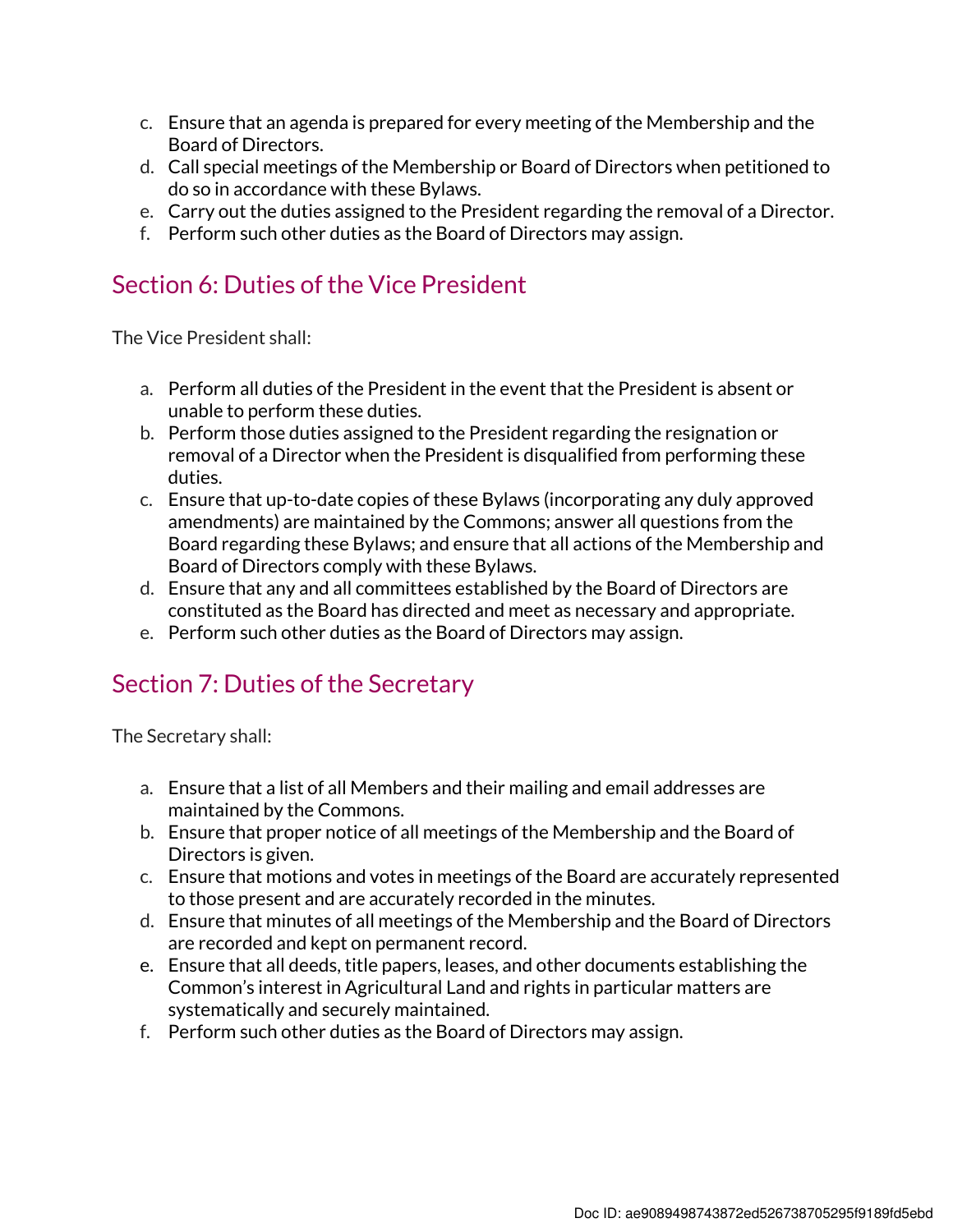c. Ensure that an agenda is prepared for every meeting of the Membership and the Board of Directors.
d. Call special meetings of the Membership or Board of Directors when petitioned to do so in accordance with these Bylaws.
e. Carry out the duties assigned to the President regarding the removal of a Director.
f. Perform such other duties as the Board of Directors may assign.

## Section 6: Duties of the Vice President

The Vice President shall:

a. Perform all duties of the President in the event that the President is absent or unable to perform these duties.
b. Perform those duties assigned to the President regarding the resignation or removal of a Director when the President is disqualified from performing these duties.
c. Ensure that up-to-date copies of these Bylaws (incorporating any duly approved amendments) are maintained by the Commons; answer all questions from the Board regarding these Bylaws; and ensure that all actions of the Membership and Board of Directors comply with these Bylaws.
d. Ensure that any and all committees established by the Board of Directors are constituted as the Board has directed and meet as necessary and appropriate.
e. Perform such other duties as the Board of Directors may assign.

## Section 7: Duties of the Secretary

The Secretary shall:

a. Ensure that a list of all Members and their mailing and email addresses are maintained by the Commons.
b. Ensure that proper notice of all meetings of the Membership and the Board of Directors is given.
c. Ensure that motions and votes in meetings of the Board are accurately represented to those present and are accurately recorded in the minutes.
d. Ensure that minutes of all meetings of the Membership and the Board of Directors are recorded and kept on permanent record.
e. Ensure that all deeds, title papers, leases, and other documents establishing the Common's interest in Agricultural Land and rights in particular matters are systematically and securely maintained.
f. Perform such other duties as the Board of Directors may assign.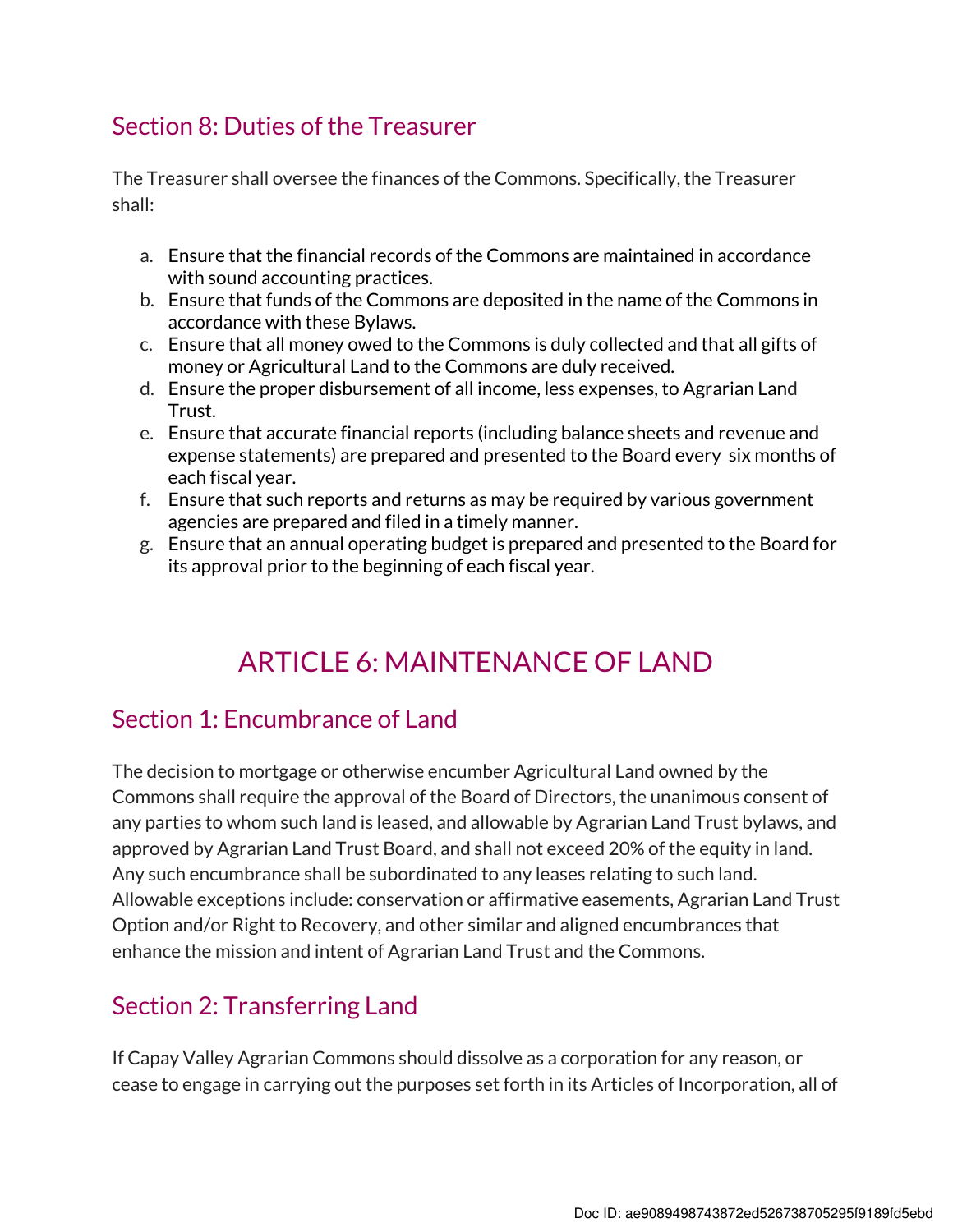## Section 8: Duties of the Treasurer

The Treasurer shall oversee the finances of the Commons. Specifically, the Treasurer shall:

a. Ensure that the financial records of the Commons are maintained in accordance with sound accounting practices.
b. Ensure that funds of the Commons are deposited in the name of the Commons in accordance with these Bylaws.
c. Ensure that all money owed to the Commons is duly collected and that all gifts of money or Agricultural Land to the Commons are duly received.
d. Ensure the proper disbursement of all income, less expenses, to Agrarian Land Trust.
e. Ensure that accurate financial reports (including balance sheets and revenue and expense statements) are prepared and presented to the Board every six months of each fiscal year.
f. Ensure that such reports and returns as may be required by various government agencies are prepared and filed in a timely manner.
g. Ensure that an annual operating budget is prepared and presented to the Board for its approval prior to the beginning of each fiscal year.

# ARTICLE 6: MAINTENANCE OF LAND

## Section 1: Encumbrance of Land

The decision to mortgage or otherwise encumber Agricultural Land owned by the Commons shall require the approval of the Board of Directors, the unanimous consent of any parties to whom such land is leased, and allowable by Agrarian Land Trust bylaws, and approved by Agrarian Land Trust Board, and shall not exceed 20% of the equity in land. Any such encumbrance shall be subordinated to any leases relating to such land. Allowable exceptions include: conservation or affirmative easements, Agrarian Land Trust Option and/or Right to Recovery, and other similar and aligned encumbrances that enhance the mission and intent of Agrarian Land Trust and the Commons.

## Section 2: Transferring Land

If Capay Valley Agrarian Commons should dissolve as a corporation for any reason, or cease to engage in carrying out the purposes set forth in its Articles of Incorporation, all of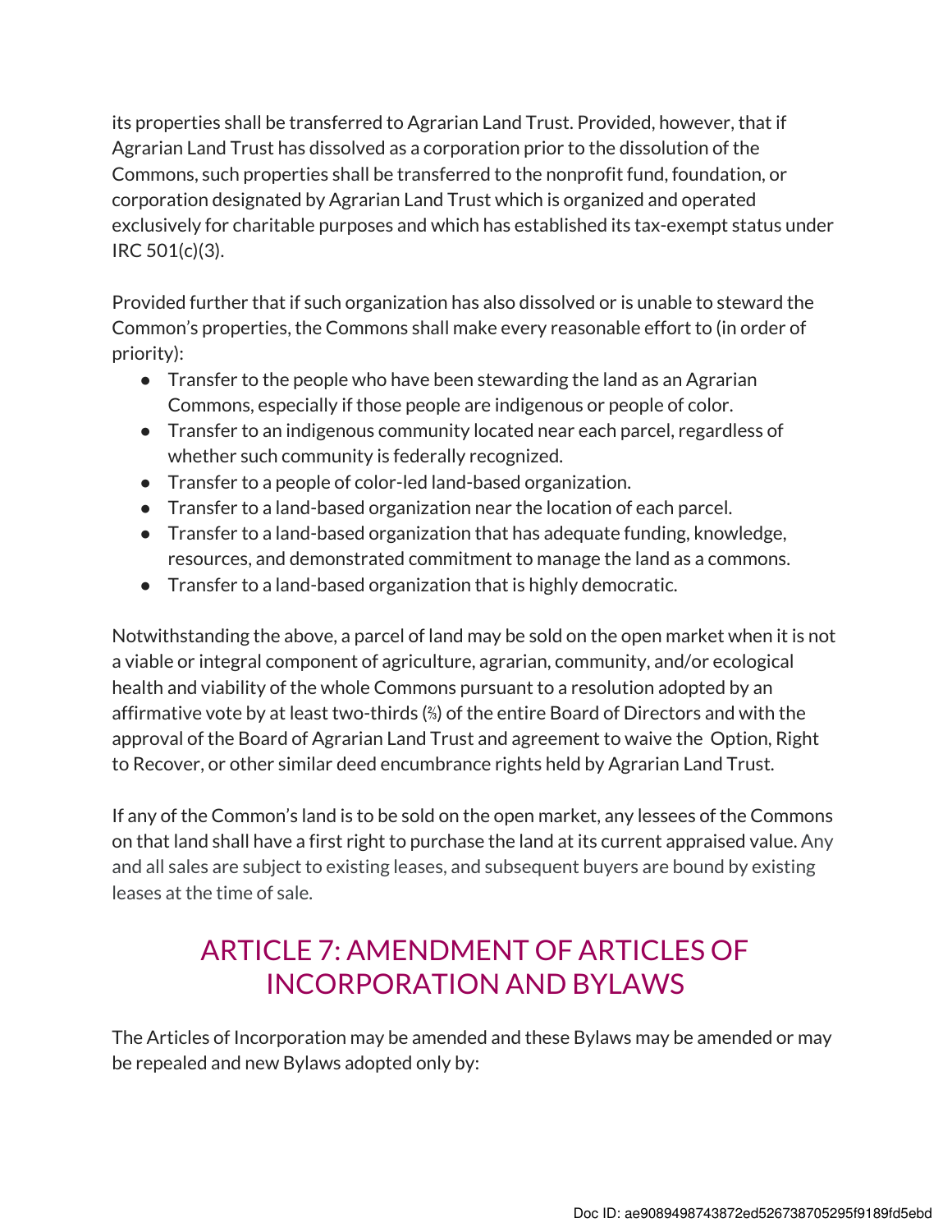its properties shall be transferred to Agrarian Land Trust. Provided, however, that if Agrarian Land Trust has dissolved as a corporation prior to the dissolution of the Commons, such properties shall be transferred to the nonprofit fund, foundation, or corporation designated by Agrarian Land Trust which is organized and operated exclusively for charitable purposes and which has established its tax-exempt status under IRC 501(c)(3).

Provided further that if such organization has also dissolved or is unable to steward the Common's properties, the Commons shall make every reasonable effort to (in order of priority):

- Transfer to the people who have been stewarding the land as an Agrarian Commons, especially if those people are indigenous or people of color.
- Transfer to an indigenous community located near each parcel, regardless of whether such community is federally recognized.
- Transfer to a people of color-led land-based organization.
- Transfer to a land-based organization near the location of each parcel.
- Transfer to a land-based organization that has adequate funding, knowledge, resources, and demonstrated commitment to manage the land as a commons.
- Transfer to a land-based organization that is highly democratic.

Notwithstanding the above, a parcel of land may be sold on the open market when it is not a viable or integral component of agriculture, agrarian, community, and/or ecological health and viability of the whole Commons pursuant to a resolution adopted by an affirmative vote by at least two-thirds (⅔) of the entire Board of Directors and with the approval of the Board of Agrarian Land Trust and agreement to waive the Option, Right to Recover, or other similar deed encumbrance rights held by Agrarian Land Trust.

If any of the Common's land is to be sold on the open market, any lessees of the Commons on that land shall have a first right to purchase the land at its current appraised value. Any and all sales are subject to existing leases, and subsequent buyers are bound by existing leases at the time of sale.

## ARTICLE 7: AMENDMENT OF ARTICLES OF INCORPORATION AND BYLAWS

The Articles of Incorporation may be amended and these Bylaws may be amended or may be repealed and new Bylaws adopted only by: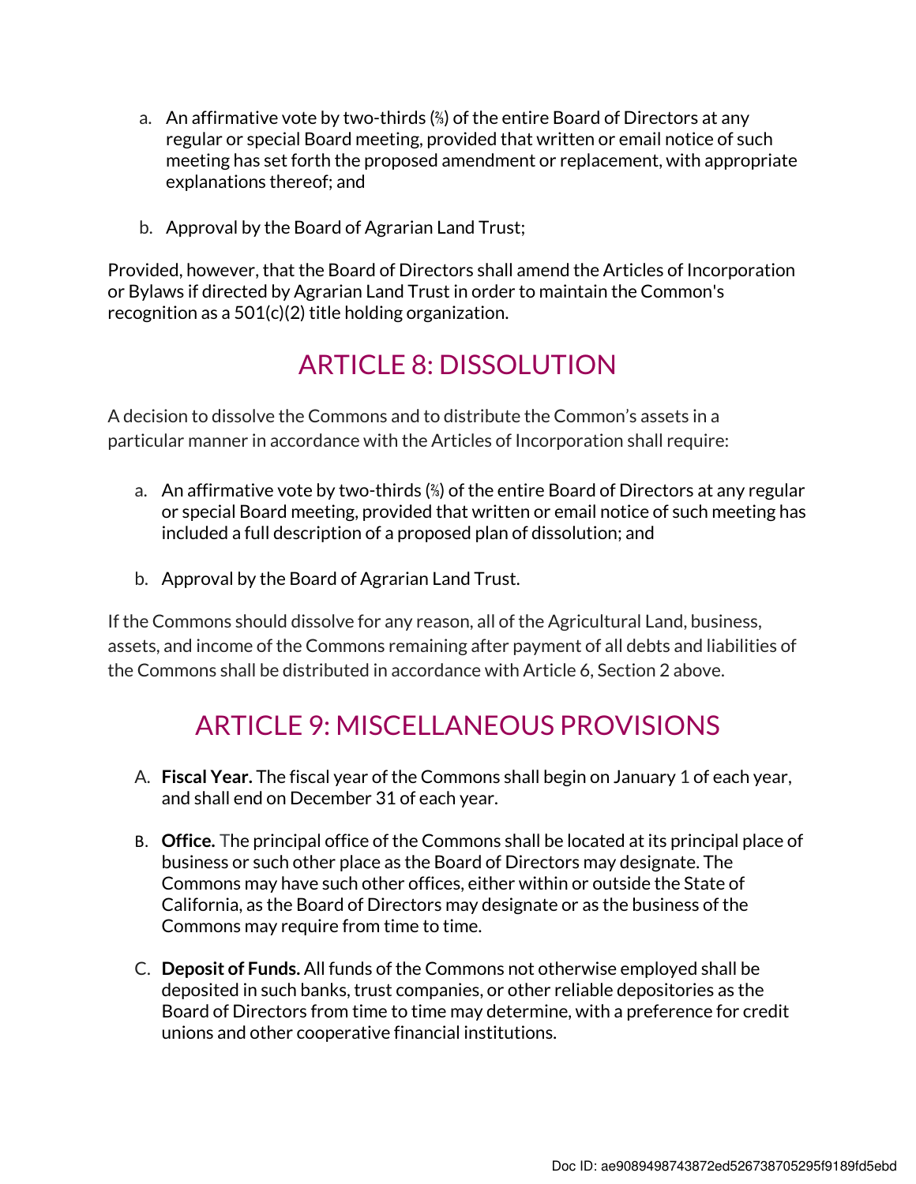a. An affirmative vote by two-thirds (⅔) of the entire Board of Directors at any regular or special Board meeting, provided that written or email notice of such meeting has set forth the proposed amendment or replacement, with appropriate explanations thereof; and

b. Approval by the Board of Agrarian Land Trust;

Provided, however, that the Board of Directors shall amend the Articles of Incorporation or Bylaws if directed by Agrarian Land Trust in order to maintain the Common's recognition as a 501(c)(2) title holding organization.

# ARTICLE 8: DISSOLUTION

A decision to dissolve the Commons and to distribute the Common's assets in a particular manner in accordance with the Articles of Incorporation shall require:

a. An affirmative vote by two-thirds (⅔) of the entire Board of Directors at any regular or special Board meeting, provided that written or email notice of such meeting has included a full description of a proposed plan of dissolution; and

b. Approval by the Board of Agrarian Land Trust.

If the Commons should dissolve for any reason, all of the Agricultural Land, business, assets, and income of the Commons remaining after payment of all debts and liabilities of the Commons shall be distributed in accordance with Article 6, Section 2 above.

# ARTICLE 9: MISCELLANEOUS PROVISIONS

A. **Fiscal Year.** The fiscal year of the Commons shall begin on January 1 of each year, and shall end on December 31 of each year.

B. **Office.** The principal office of the Commons shall be located at its principal place of business or such other place as the Board of Directors may designate. The Commons may have such other offices, either within or outside the State of California, as the Board of Directors may designate or as the business of the Commons may require from time to time.

C. **Deposit of Funds.** All funds of the Commons not otherwise employed shall be deposited in such banks, trust companies, or other reliable depositories as the Board of Directors from time to time may determine, with a preference for credit unions and other cooperative financial institutions.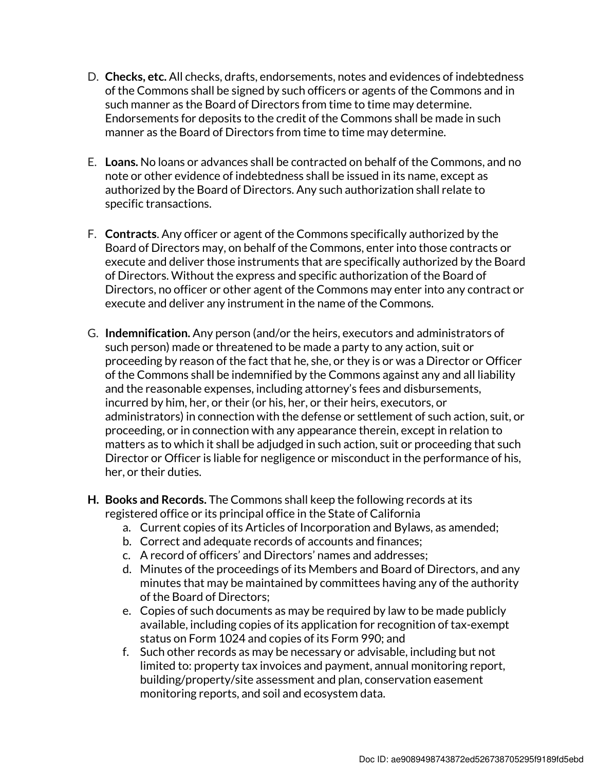D. **Checks, etc.** All checks, drafts, endorsements, notes and evidences of indebtedness of the Commons shall be signed by such officers or agents of the Commons and in such manner as the Board of Directors from time to time may determine. Endorsements for deposits to the credit of the Commons shall be made in such manner as the Board of Directors from time to time may determine.

E. **Loans.** No loans or advances shall be contracted on behalf of the Commons, and no note or other evidence of indebtedness shall be issued in its name, except as authorized by the Board of Directors. Any such authorization shall relate to specific transactions.

F. **Contracts**. Any officer or agent of the Commons specifically authorized by the Board of Directors may, on behalf of the Commons, enter into those contracts or execute and deliver those instruments that are specifically authorized by the Board of Directors. Without the express and specific authorization of the Board of Directors, no officer or other agent of the Commons may enter into any contract or execute and deliver any instrument in the name of the Commons.

G. **Indemnification.** Any person (and/or the heirs, executors and administrators of such person) made or threatened to be made a party to any action, suit or proceeding by reason of the fact that he, she, or they is or was a Director or Officer of the Commons shall be indemnified by the Commons against any and all liability and the reasonable expenses, including attorney's fees and disbursements, incurred by him, her, or their (or his, her, or their heirs, executors, or administrators) in connection with the defense or settlement of such action, suit, or proceeding, or in connection with any appearance therein, except in relation to matters as to which it shall be adjudged in such action, suit or proceeding that such Director or Officer is liable for negligence or misconduct in the performance of his, her, or their duties.

**H. Books and Records.** The Commons shall keep the following records at its registered office or its principal office in the State of California

a. Current copies of its Articles of Incorporation and Bylaws, as amended;
b. Correct and adequate records of accounts and finances;
c. A record of officers' and Directors' names and addresses;
d. Minutes of the proceedings of its Members and Board of Directors, and any minutes that may be maintained by committees having any of the authority of the Board of Directors;
e. Copies of such documents as may be required by law to be made publicly available, including copies of its application for recognition of tax-exempt status on Form 1024 and copies of its Form 990; and
f. Such other records as may be necessary or advisable, including but not limited to: property tax invoices and payment, annual monitoring report, building/property/site assessment and plan, conservation easement monitoring reports, and soil and ecosystem data.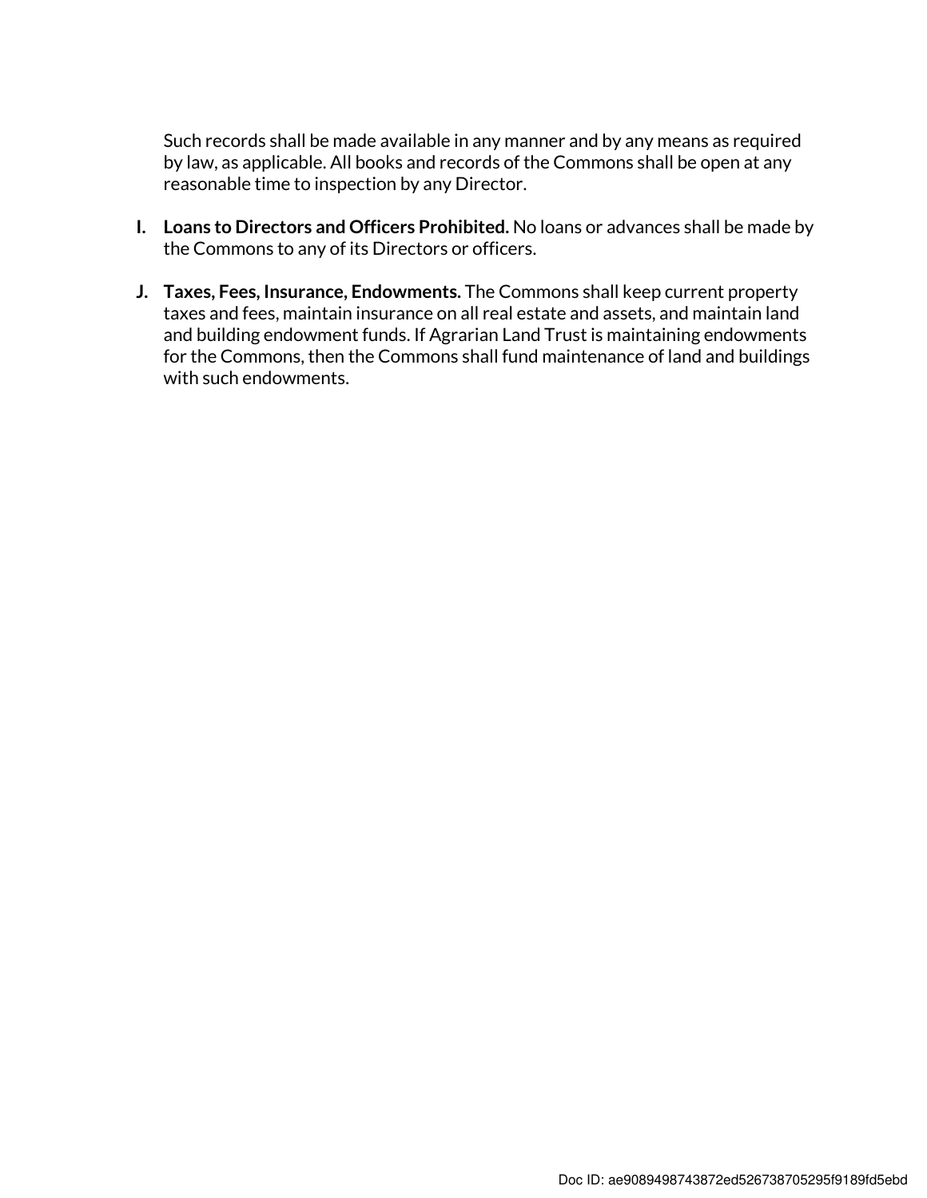Such records shall be made available in any manner and by any means as required by law, as applicable. All books and records of the Commons shall be open at any reasonable time to inspection by any Director.

I. **Loans to Directors and Officers Prohibited.** No loans or advances shall be made by the Commons to any of its Directors or officers.

J. **Taxes, Fees, Insurance, Endowments.** The Commons shall keep current property taxes and fees, maintain insurance on all real estate and assets, and maintain land and building endowment funds. If Agrarian Land Trust is maintaining endowments for the Commons, then the Commons shall fund maintenance of land and buildings with such endowments.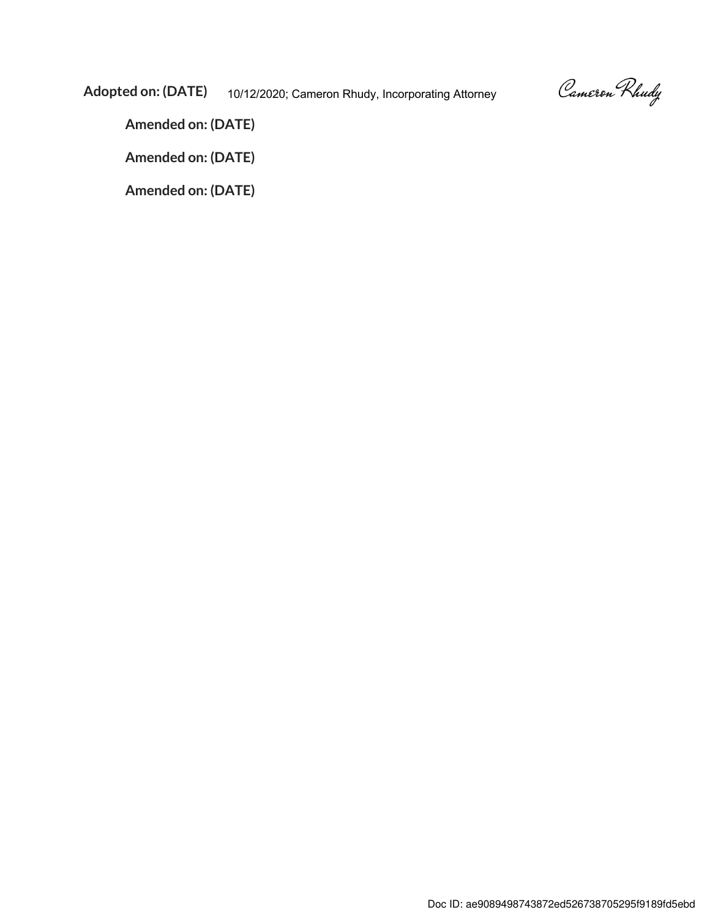**Adopted on: (DATE)** 10/12/2020; Cameron Rhudy, Incorporating Attorney Cameron Rhudy

**Amended on: (DATE)**

**Amended on: (DATE)**

**Amended on: (DATE)**

Doc ID: ae9089498743872ed526738705295f9189fd5ebd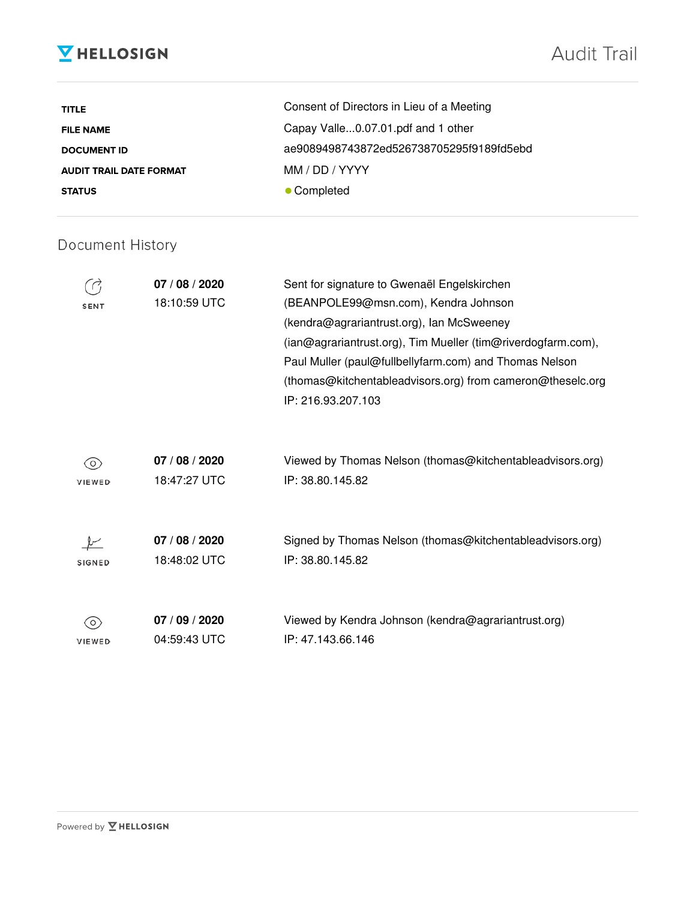HELLOSIGN

# Audit Trail

| | |
|---|---|
| **TITLE** | Consent of Directors in Lieu of a Meeting |
| **FILE NAME** | Capay Valle...0.07.01.pdf and 1 other |
| **DOCUMENT ID** | ae9089498743872ed526738705295f9189fd5ebd |
| **AUDIT TRAIL DATE FORMAT** | MM / DD / YYYY |
| **STATUS** | ● Completed |

## Document History

| | | |
|---|---|---|
| SENT | **07 / 08 / 2020** 18:10:59 UTC | Sent for signature to Gwenaël Engelskirchen (BEANPOLE99@msn.com), Kendra Johnson (kendra@agrariantrust.org), Ian McSweeney (ian@agrariantrust.org), Tim Mueller (tim@riverdogfarm.com), Paul Muller (paul@fullbellyfarm.com) and Thomas Nelson (thomas@kitchentableadvisors.org) from cameron@theselc.org IP: 216.93.207.103 |
| VIEWED | **07 / 08 / 2020** 18:47:27 UTC | Viewed by Thomas Nelson (thomas@kitchentableadvisors.org) IP: 38.80.145.82 |
| SIGNED | **07 / 08 / 2020** 18:48:02 UTC | Signed by Thomas Nelson (thomas@kitchentableadvisors.org) IP: 38.80.145.82 |
| VIEWED | **07 / 09 / 2020** 04:59:43 UTC | Viewed by Kendra Johnson (kendra@agrariantrust.org) IP: 47.143.66.146 |

Powered by HELLOSIGN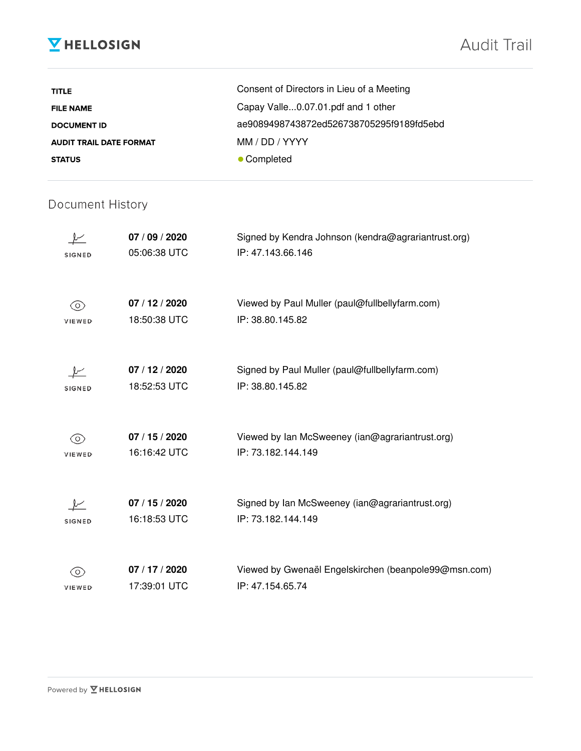HELLOSIGN

# Audit Trail

| | |
|---|---|
| **TITLE** | Consent of Directors in Lieu of a Meeting |
| **FILE NAME** | Capay Valle...0.07.01.pdf and 1 other |
| **DOCUMENT ID** | ae9089498743872ed526738705295f9189fd5ebd |
| **AUDIT TRAIL DATE FORMAT** | MM / DD / YYYY |
| **STATUS** | ● Completed |

## Document History

| | | |
|---|---|---|
| SIGNED | **07** / **09** / **2020** 05:06:38 UTC | Signed by Kendra Johnson (kendra@agrariantrust.org) IP: 47.143.66.146 |
| VIEWED | **07** / **12** / **2020** 18:50:38 UTC | Viewed by Paul Muller (paul@fullbellyfarm.com) IP: 38.80.145.82 |
| SIGNED | **07** / **12** / **2020** 18:52:53 UTC | Signed by Paul Muller (paul@fullbellyfarm.com) IP: 38.80.145.82 |
| VIEWED | **07** / **15** / **2020** 16:16:42 UTC | Viewed by Ian McSweeney (ian@agrariantrust.org) IP: 73.182.144.149 |
| SIGNED | **07** / **15** / **2020** 16:18:53 UTC | Signed by Ian McSweeney (ian@agrariantrust.org) IP: 73.182.144.149 |
| VIEWED | **07** / **17** / **2020** 17:39:01 UTC | Viewed by Gwenaël Engelskirchen (beanpole99@msn.com) IP: 47.154.65.74 |

Powered by HELLOSIGN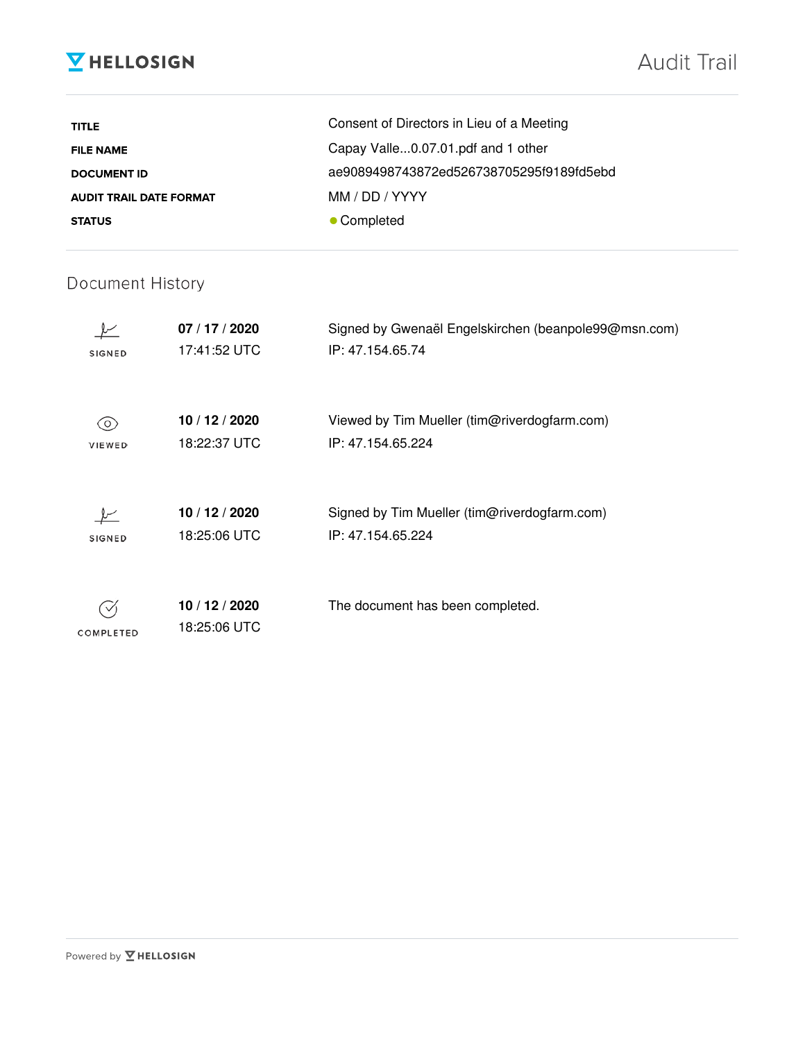HELLOSIGN

# Audit Trail

| | |
|---|---|
| **TITLE** | Consent of Directors in Lieu of a Meeting |
| **FILE NAME** | Capay Valle...0.07.01.pdf and 1 other |
| **DOCUMENT ID** | ae9089498743872ed526738705295f9189fd5ebd |
| **AUDIT TRAIL DATE FORMAT** | MM / DD / YYYY |
| **STATUS** | ● Completed |

## Document History

| | | |
|---|---|---|
| SIGNED | **07** / **17** / **2020** 17:41:52 UTC | Signed by Gwenaël Engelskirchen (beanpole99@msn.com) IP: 47.154.65.74 |
| VIEWED | **10** / **12** / **2020** 18:22:37 UTC | Viewed by Tim Mueller (tim@riverdogfarm.com) IP: 47.154.65.224 |
| SIGNED | **10** / **12** / **2020** 18:25:06 UTC | Signed by Tim Mueller (tim@riverdogfarm.com) IP: 47.154.65.224 |
| COMPLETED | **10** / **12** / **2020** 18:25:06 UTC | The document has been completed. |

Powered by HELLOSIGN